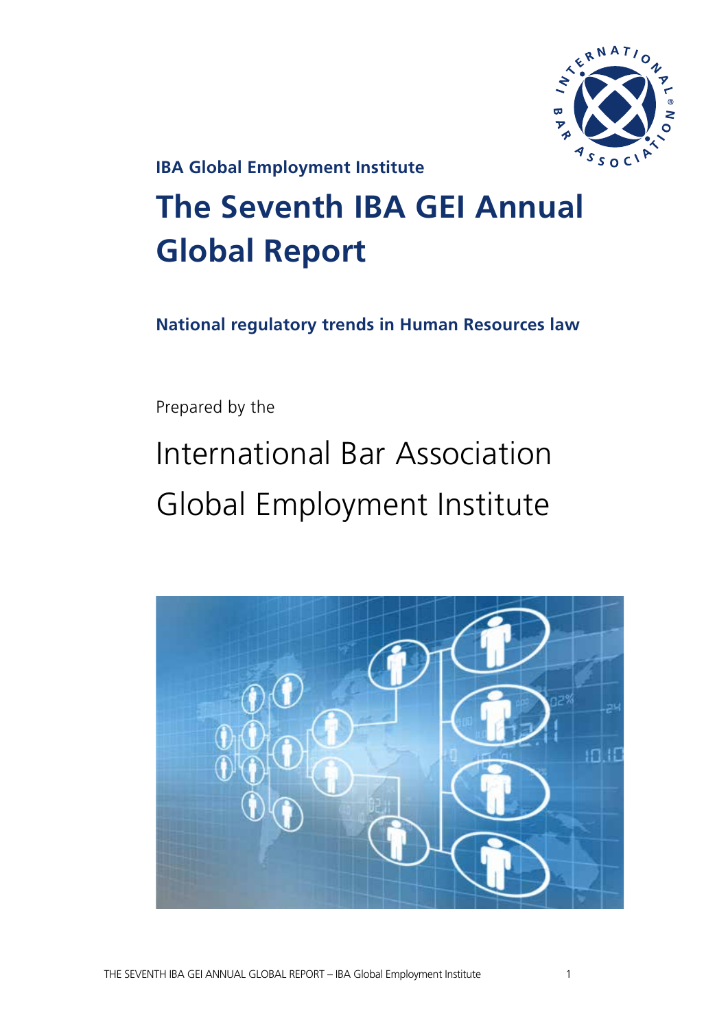IBA Global Employment Institute

# The Seventh IBA GEI Annual Global Report

## National regulatory trends in Human Resources law

Prepared by the

International Bar Association Global Employment Institute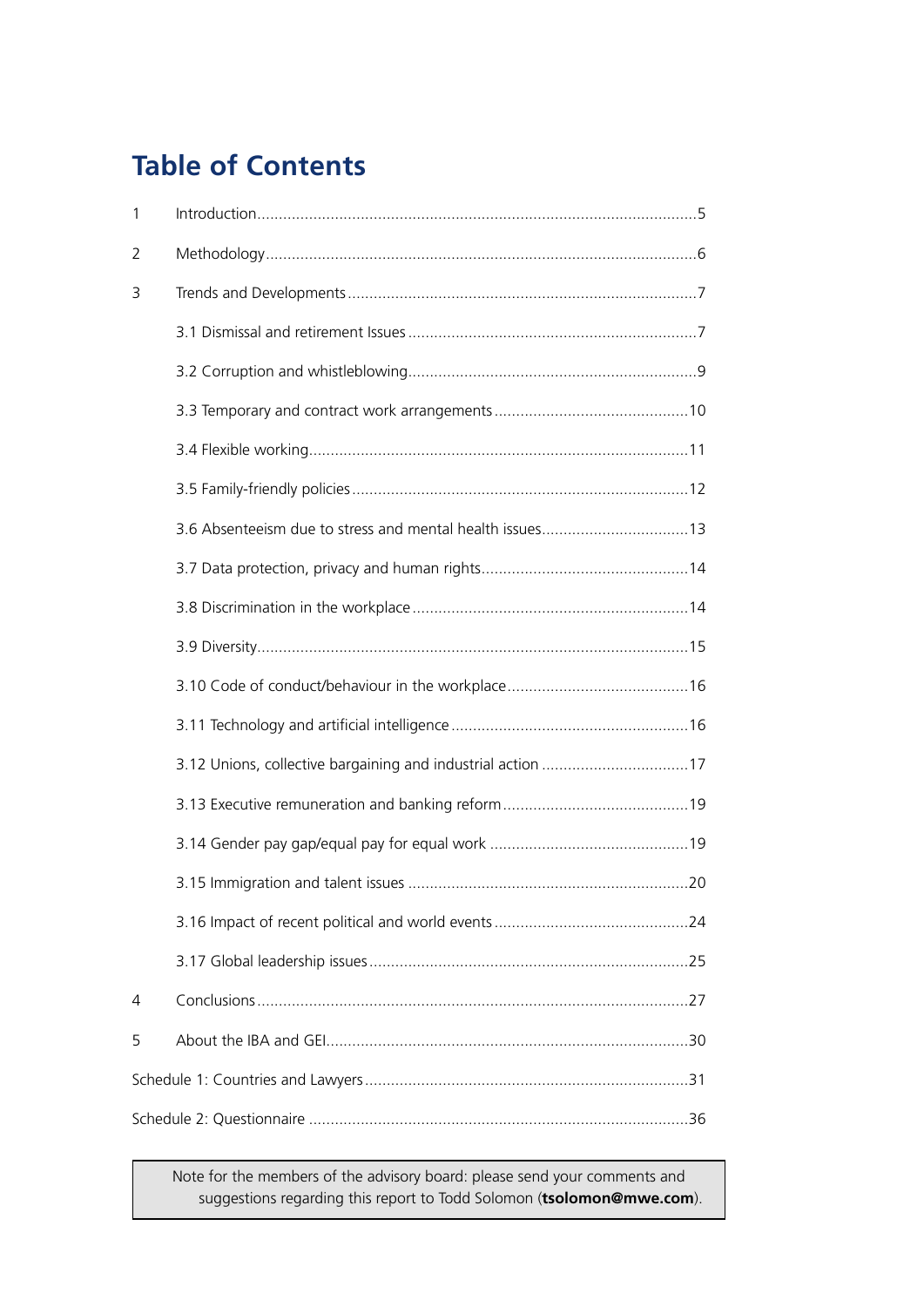# Table of Contents

1 Introduction....................................................................................................5

2 Methodology..................................................................................................6

3 Trends and Developments ...............................................................................7

3.1 Dismissal and retirement Issues .................................................................7

3.2 Corruption and whistleblowing..................................................................9

3.3 Temporary and contract work arrangements ............................................10

3.4 Flexible working......................................................................................11

3.5 Family-friendly policies ............................................................................12

3.6 Absenteeism due to stress and mental health issues..................................13

3.7 Data protection, privacy and human rights...............................................14

3.8 Discrimination in the workplace ...............................................................14

3.9 Diversity..................................................................................................15

3.10 Code of conduct/behaviour in the workplace..........................................16

3.11 Technology and artificial intelligence ......................................................16

3.12 Unions, collective bargaining and industrial action ..................................17

3.13 Executive remuneration and banking reform ..........................................19

3.14 Gender pay gap/equal pay for equal work .............................................19

3.15 Immigration and talent issues ................................................................20

3.16 Impact of recent political and world events ............................................24

3.17 Global leadership issues .........................................................................25

4 Conclusions...................................................................................................27

5 About the IBA and GEI...................................................................................30

Schedule 1: Countries and Lawyers..........................................................................31

Schedule 2: Questionnaire .......................................................................................36

Note for the members of the advisory board: please send your comments and suggestions regarding this report to Todd Solomon (**tsolomon@mwe.com**).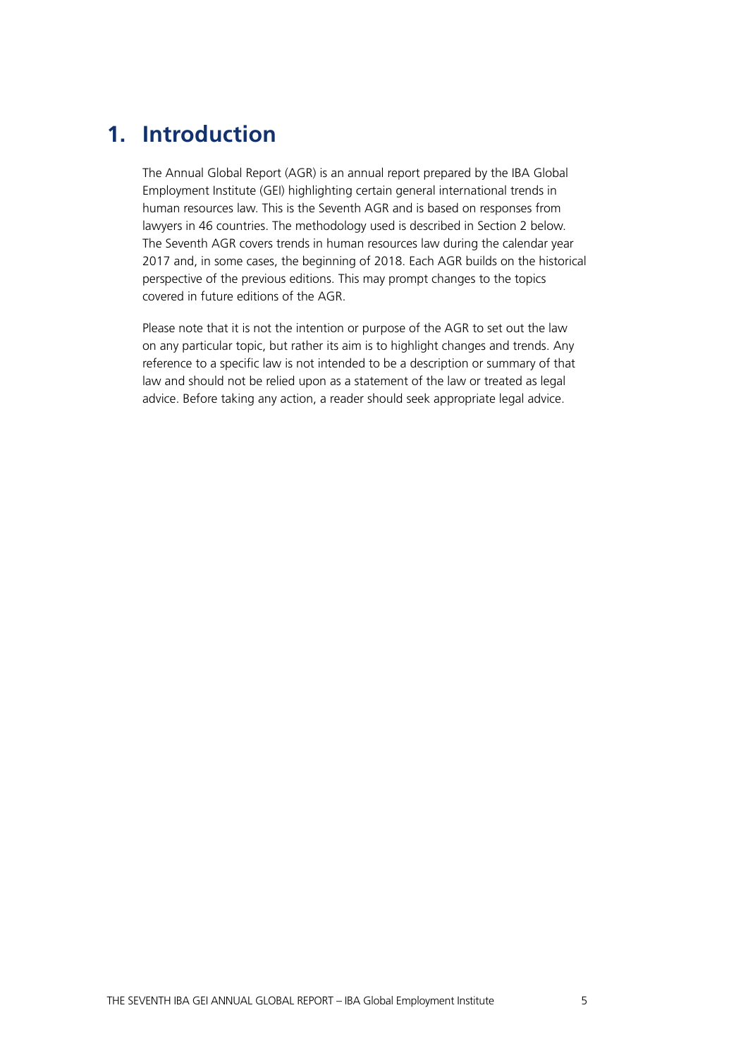# 1. Introduction

The Annual Global Report (AGR) is an annual report prepared by the IBA Global Employment Institute (GEI) highlighting certain general international trends in human resources law. This is the Seventh AGR and is based on responses from lawyers in 46 countries. The methodology used is described in Section 2 below. The Seventh AGR covers trends in human resources law during the calendar year 2017 and, in some cases, the beginning of 2018. Each AGR builds on the historical perspective of the previous editions. This may prompt changes to the topics covered in future editions of the AGR.

Please note that it is not the intention or purpose of the AGR to set out the law on any particular topic, but rather its aim is to highlight changes and trends. Any reference to a specific law is not intended to be a description or summary of that law and should not be relied upon as a statement of the law or treated as legal advice. Before taking any action, a reader should seek appropriate legal advice.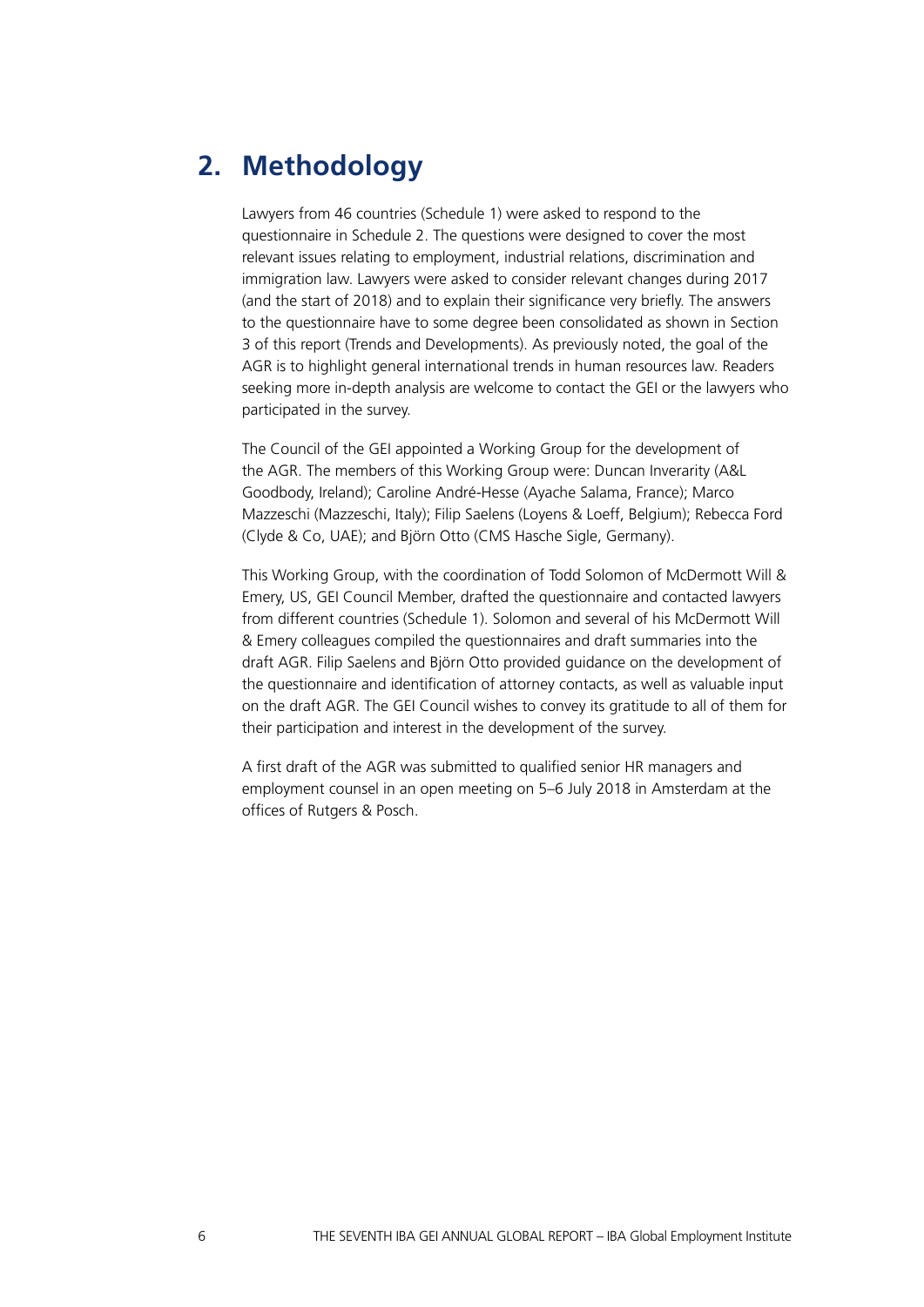## 2. Methodology

Lawyers from 46 countries (Schedule 1) were asked to respond to the questionnaire in Schedule 2. The questions were designed to cover the most relevant issues relating to employment, industrial relations, discrimination and immigration law. Lawyers were asked to consider relevant changes during 2017 (and the start of 2018) and to explain their significance very briefly. The answers to the questionnaire have to some degree been consolidated as shown in Section 3 of this report (Trends and Developments). As previously noted, the goal of the AGR is to highlight general international trends in human resources law. Readers seeking more in-depth analysis are welcome to contact the GEI or the lawyers who participated in the survey.

The Council of the GEI appointed a Working Group for the development of the AGR. The members of this Working Group were: Duncan Inverarity (A&L Goodbody, Ireland); Caroline André-Hesse (Ayache Salama, France); Marco Mazzeschi (Mazzeschi, Italy); Filip Saelens (Loyens & Loeff, Belgium); Rebecca Ford (Clyde & Co, UAE); and Björn Otto (CMS Hasche Sigle, Germany).

This Working Group, with the coordination of Todd Solomon of McDermott Will & Emery, US, GEI Council Member, drafted the questionnaire and contacted lawyers from different countries (Schedule 1). Solomon and several of his McDermott Will & Emery colleagues compiled the questionnaires and draft summaries into the draft AGR. Filip Saelens and Björn Otto provided guidance on the development of the questionnaire and identification of attorney contacts, as well as valuable input on the draft AGR. The GEI Council wishes to convey its gratitude to all of them for their participation and interest in the development of the survey.

A first draft of the AGR was submitted to qualified senior HR managers and employment counsel in an open meeting on 5–6 July 2018 in Amsterdam at the offices of Rutgers & Posch.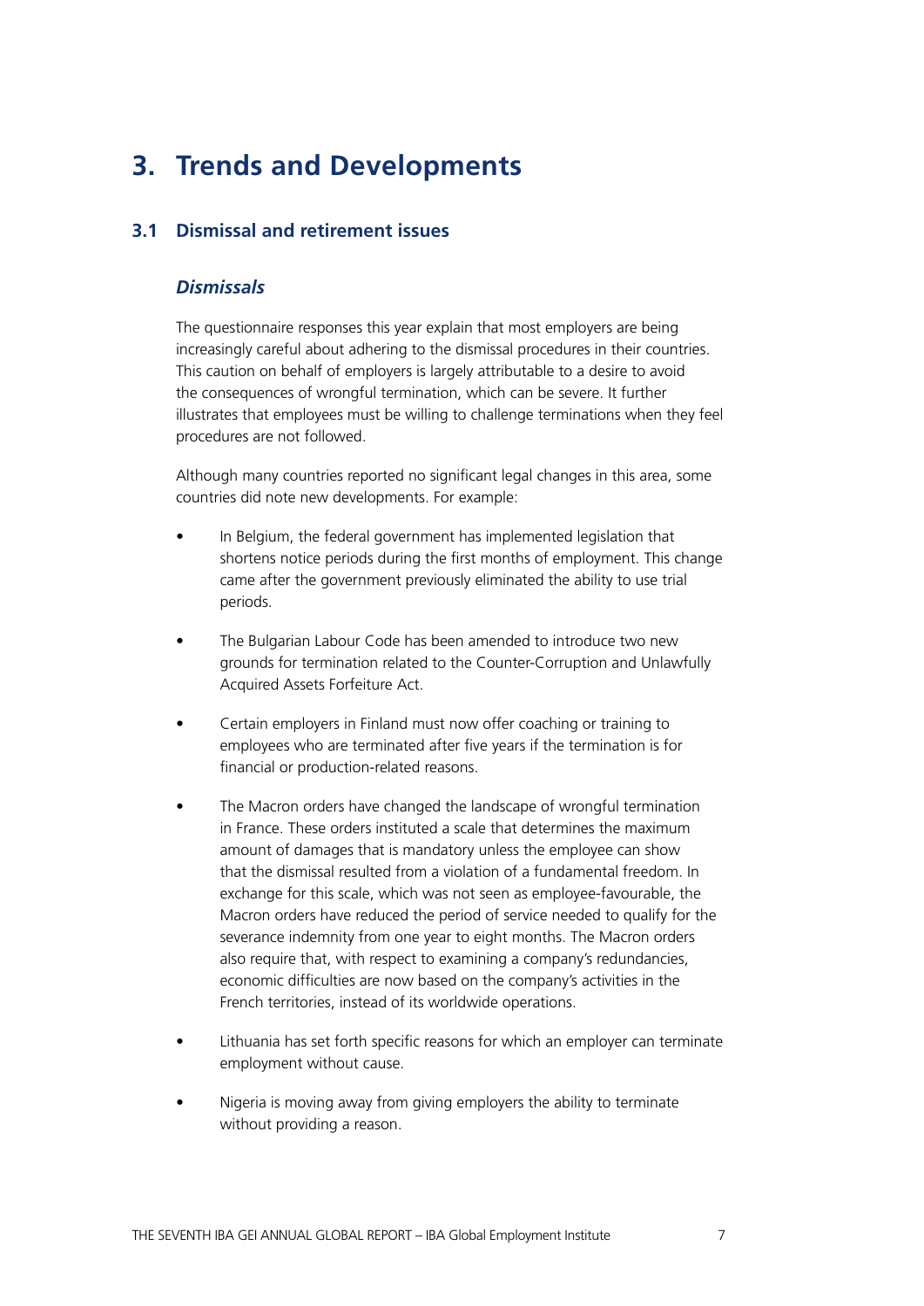# 3. Trends and Developments

## 3.1 Dismissal and retirement issues

### *Dismissals*

The questionnaire responses this year explain that most employers are being increasingly careful about adhering to the dismissal procedures in their countries. This caution on behalf of employers is largely attributable to a desire to avoid the consequences of wrongful termination, which can be severe. It further illustrates that employees must be willing to challenge terminations when they feel procedures are not followed.

Although many countries reported no significant legal changes in this area, some countries did note new developments. For example:

- In Belgium, the federal government has implemented legislation that shortens notice periods during the first months of employment. This change came after the government previously eliminated the ability to use trial periods.
- The Bulgarian Labour Code has been amended to introduce two new grounds for termination related to the Counter-Corruption and Unlawfully Acquired Assets Forfeiture Act.
- Certain employers in Finland must now offer coaching or training to employees who are terminated after five years if the termination is for financial or production-related reasons.
- The Macron orders have changed the landscape of wrongful termination in France. These orders instituted a scale that determines the maximum amount of damages that is mandatory unless the employee can show that the dismissal resulted from a violation of a fundamental freedom. In exchange for this scale, which was not seen as employee-favourable, the Macron orders have reduced the period of service needed to qualify for the severance indemnity from one year to eight months. The Macron orders also require that, with respect to examining a company's redundancies, economic difficulties are now based on the company's activities in the French territories, instead of its worldwide operations.
- Lithuania has set forth specific reasons for which an employer can terminate employment without cause.
- Nigeria is moving away from giving employers the ability to terminate without providing a reason.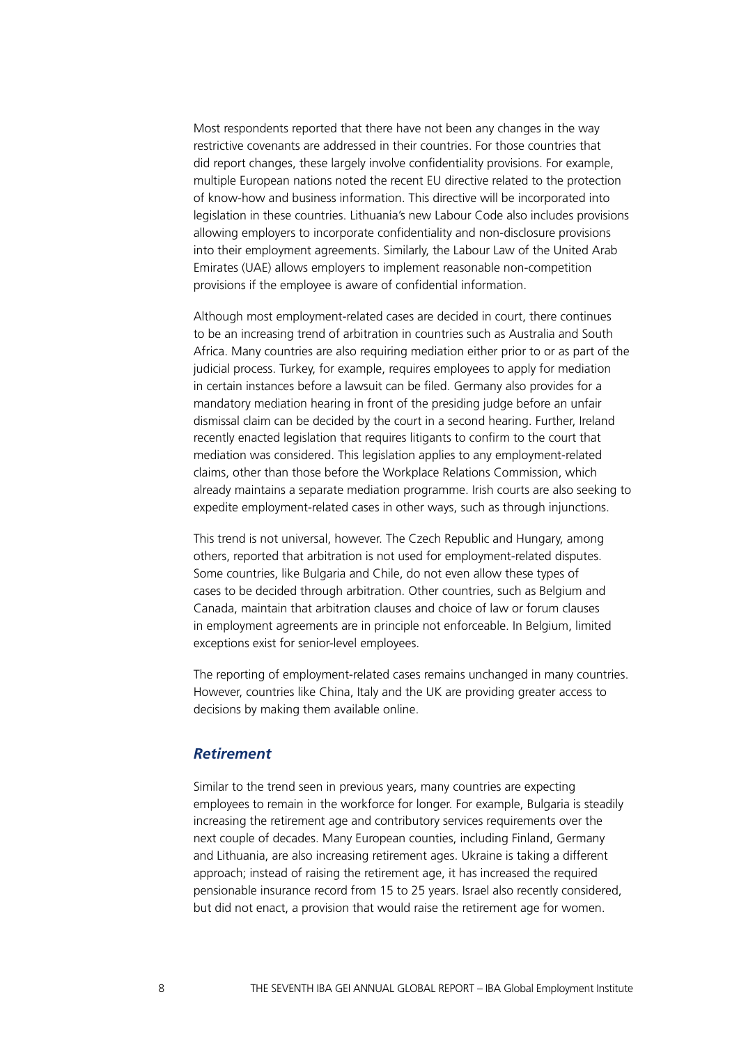Most respondents reported that there have not been any changes in the way restrictive covenants are addressed in their countries. For those countries that did report changes, these largely involve confidentiality provisions. For example, multiple European nations noted the recent EU directive related to the protection of know-how and business information. This directive will be incorporated into legislation in these countries. Lithuania's new Labour Code also includes provisions allowing employers to incorporate confidentiality and non-disclosure provisions into their employment agreements. Similarly, the Labour Law of the United Arab Emirates (UAE) allows employers to implement reasonable non-competition provisions if the employee is aware of confidential information.

Although most employment-related cases are decided in court, there continues to be an increasing trend of arbitration in countries such as Australia and South Africa. Many countries are also requiring mediation either prior to or as part of the judicial process. Turkey, for example, requires employees to apply for mediation in certain instances before a lawsuit can be filed. Germany also provides for a mandatory mediation hearing in front of the presiding judge before an unfair dismissal claim can be decided by the court in a second hearing. Further, Ireland recently enacted legislation that requires litigants to confirm to the court that mediation was considered. This legislation applies to any employment-related claims, other than those before the Workplace Relations Commission, which already maintains a separate mediation programme. Irish courts are also seeking to expedite employment-related cases in other ways, such as through injunctions.

This trend is not universal, however. The Czech Republic and Hungary, among others, reported that arbitration is not used for employment-related disputes. Some countries, like Bulgaria and Chile, do not even allow these types of cases to be decided through arbitration. Other countries, such as Belgium and Canada, maintain that arbitration clauses and choice of law or forum clauses in employment agreements are in principle not enforceable. In Belgium, limited exceptions exist for senior-level employees.

The reporting of employment-related cases remains unchanged in many countries. However, countries like China, Italy and the UK are providing greater access to decisions by making them available online.

### *Retirement*

Similar to the trend seen in previous years, many countries are expecting employees to remain in the workforce for longer. For example, Bulgaria is steadily increasing the retirement age and contributory services requirements over the next couple of decades. Many European counties, including Finland, Germany and Lithuania, are also increasing retirement ages. Ukraine is taking a different approach; instead of raising the retirement age, it has increased the required pensionable insurance record from 15 to 25 years. Israel also recently considered, but did not enact, a provision that would raise the retirement age for women.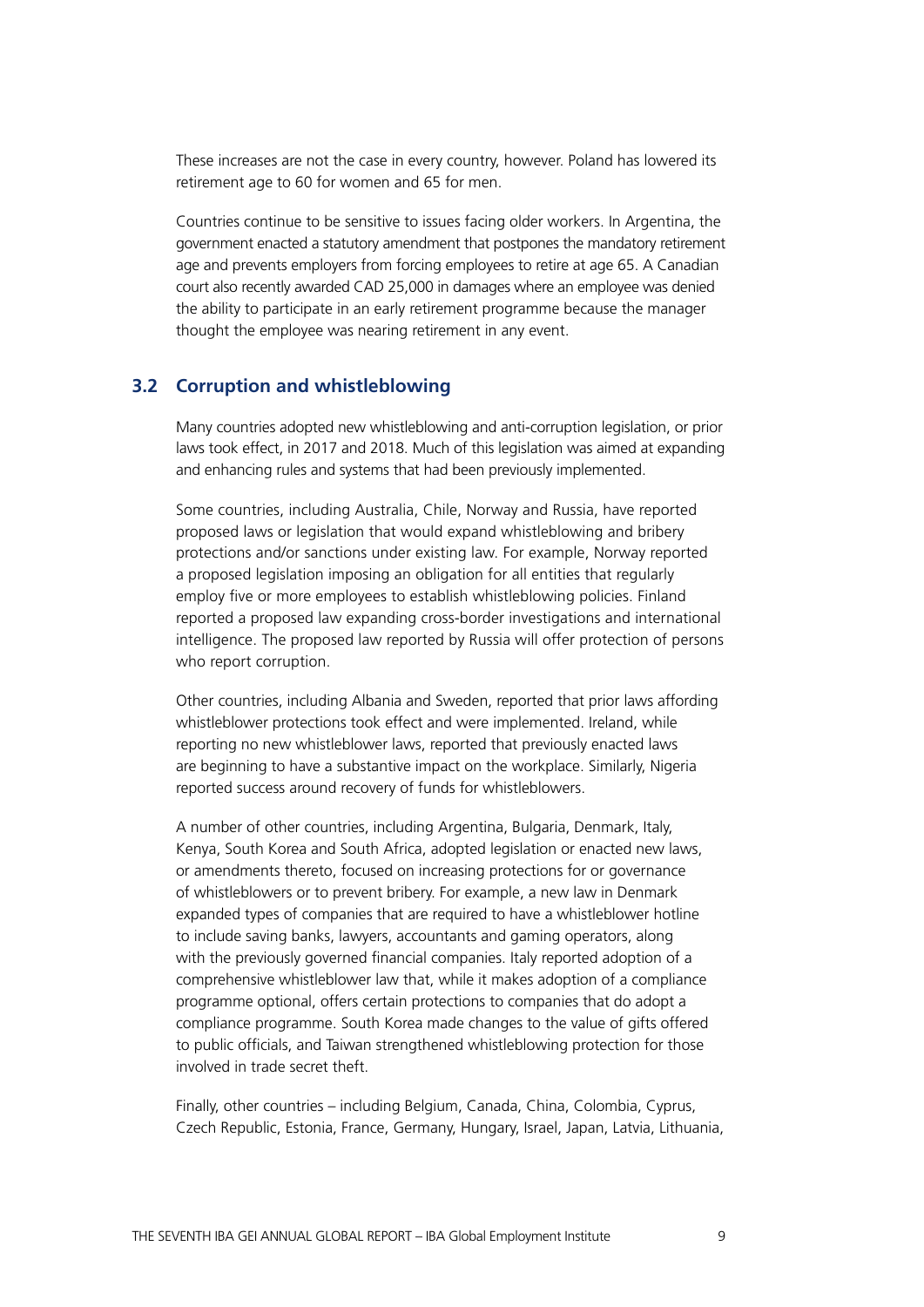These increases are not the case in every country, however. Poland has lowered its retirement age to 60 for women and 65 for men.

Countries continue to be sensitive to issues facing older workers. In Argentina, the government enacted a statutory amendment that postpones the mandatory retirement age and prevents employers from forcing employees to retire at age 65. A Canadian court also recently awarded CAD 25,000 in damages where an employee was denied the ability to participate in an early retirement programme because the manager thought the employee was nearing retirement in any event.

## 3.2 Corruption and whistleblowing

Many countries adopted new whistleblowing and anti-corruption legislation, or prior laws took effect, in 2017 and 2018. Much of this legislation was aimed at expanding and enhancing rules and systems that had been previously implemented.

Some countries, including Australia, Chile, Norway and Russia, have reported proposed laws or legislation that would expand whistleblowing and bribery protections and/or sanctions under existing law. For example, Norway reported a proposed legislation imposing an obligation for all entities that regularly employ five or more employees to establish whistleblowing policies. Finland reported a proposed law expanding cross-border investigations and international intelligence. The proposed law reported by Russia will offer protection of persons who report corruption.

Other countries, including Albania and Sweden, reported that prior laws affording whistleblower protections took effect and were implemented. Ireland, while reporting no new whistleblower laws, reported that previously enacted laws are beginning to have a substantive impact on the workplace. Similarly, Nigeria reported success around recovery of funds for whistleblowers.

A number of other countries, including Argentina, Bulgaria, Denmark, Italy, Kenya, South Korea and South Africa, adopted legislation or enacted new laws, or amendments thereto, focused on increasing protections for or governance of whistleblowers or to prevent bribery. For example, a new law in Denmark expanded types of companies that are required to have a whistleblower hotline to include saving banks, lawyers, accountants and gaming operators, along with the previously governed financial companies. Italy reported adoption of a comprehensive whistleblower law that, while it makes adoption of a compliance programme optional, offers certain protections to companies that do adopt a compliance programme. South Korea made changes to the value of gifts offered to public officials, and Taiwan strengthened whistleblowing protection for those involved in trade secret theft.

Finally, other countries – including Belgium, Canada, China, Colombia, Cyprus, Czech Republic, Estonia, France, Germany, Hungary, Israel, Japan, Latvia, Lithuania,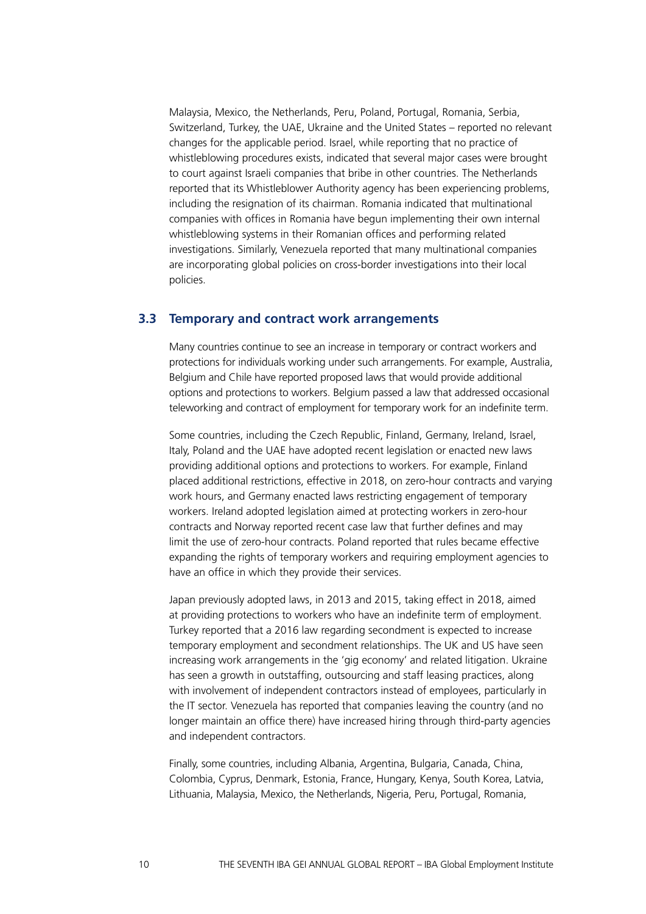Malaysia, Mexico, the Netherlands, Peru, Poland, Portugal, Romania, Serbia, Switzerland, Turkey, the UAE, Ukraine and the United States – reported no relevant changes for the applicable period. Israel, while reporting that no practice of whistleblowing procedures exists, indicated that several major cases were brought to court against Israeli companies that bribe in other countries. The Netherlands reported that its Whistleblower Authority agency has been experiencing problems, including the resignation of its chairman. Romania indicated that multinational companies with offices in Romania have begun implementing their own internal whistleblowing systems in their Romanian offices and performing related investigations. Similarly, Venezuela reported that many multinational companies are incorporating global policies on cross-border investigations into their local policies.

### 3.3 Temporary and contract work arrangements

Many countries continue to see an increase in temporary or contract workers and protections for individuals working under such arrangements. For example, Australia, Belgium and Chile have reported proposed laws that would provide additional options and protections to workers. Belgium passed a law that addressed occasional teleworking and contract of employment for temporary work for an indefinite term.

Some countries, including the Czech Republic, Finland, Germany, Ireland, Israel, Italy, Poland and the UAE have adopted recent legislation or enacted new laws providing additional options and protections to workers. For example, Finland placed additional restrictions, effective in 2018, on zero-hour contracts and varying work hours, and Germany enacted laws restricting engagement of temporary workers. Ireland adopted legislation aimed at protecting workers in zero-hour contracts and Norway reported recent case law that further defines and may limit the use of zero-hour contracts. Poland reported that rules became effective expanding the rights of temporary workers and requiring employment agencies to have an office in which they provide their services.

Japan previously adopted laws, in 2013 and 2015, taking effect in 2018, aimed at providing protections to workers who have an indefinite term of employment. Turkey reported that a 2016 law regarding secondment is expected to increase temporary employment and secondment relationships. The UK and US have seen increasing work arrangements in the 'gig economy' and related litigation. Ukraine has seen a growth in outstaffing, outsourcing and staff leasing practices, along with involvement of independent contractors instead of employees, particularly in the IT sector. Venezuela has reported that companies leaving the country (and no longer maintain an office there) have increased hiring through third-party agencies and independent contractors.

Finally, some countries, including Albania, Argentina, Bulgaria, Canada, China, Colombia, Cyprus, Denmark, Estonia, France, Hungary, Kenya, South Korea, Latvia, Lithuania, Malaysia, Mexico, the Netherlands, Nigeria, Peru, Portugal, Romania,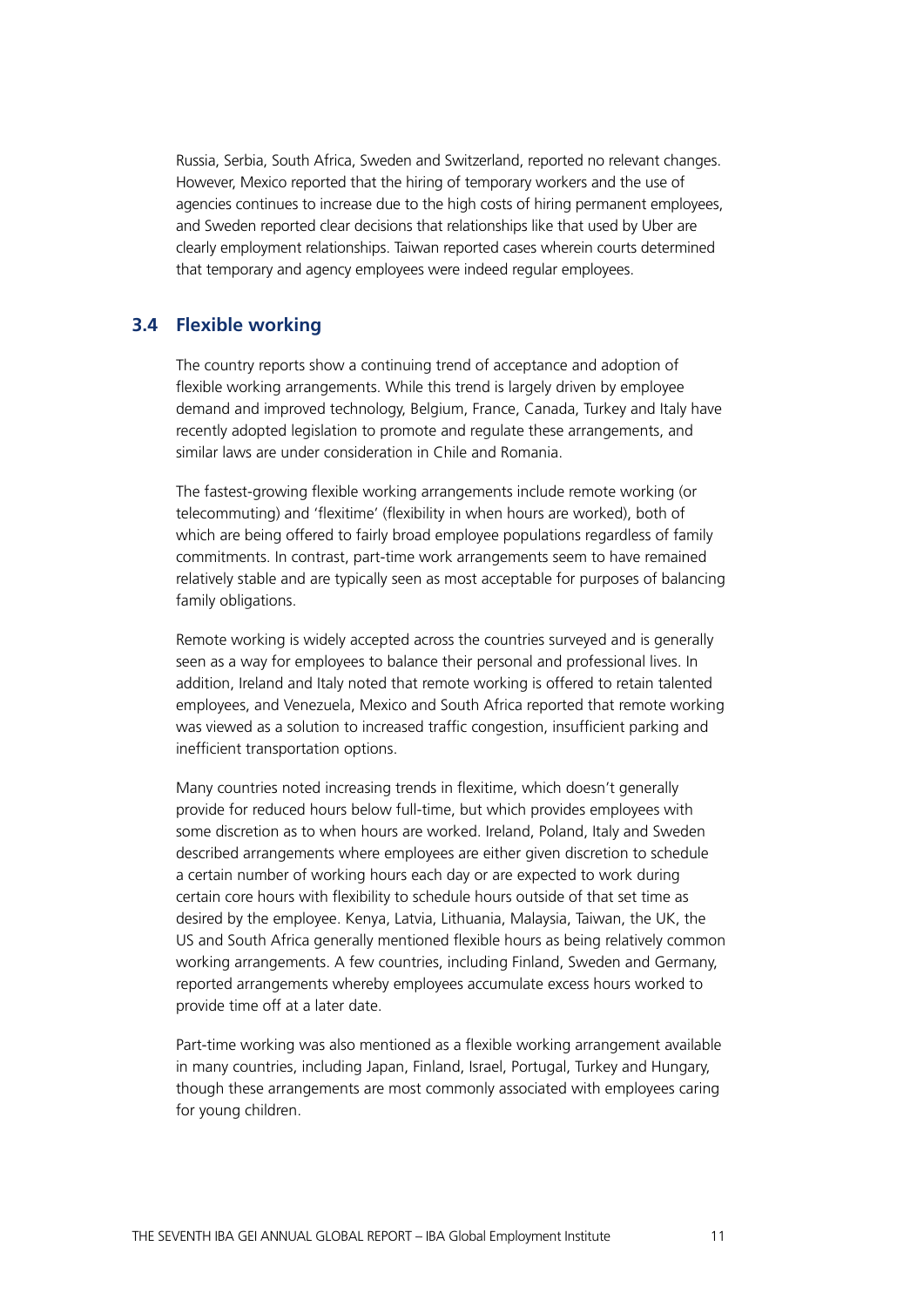Russia, Serbia, South Africa, Sweden and Switzerland, reported no relevant changes. However, Mexico reported that the hiring of temporary workers and the use of agencies continues to increase due to the high costs of hiring permanent employees, and Sweden reported clear decisions that relationships like that used by Uber are clearly employment relationships. Taiwan reported cases wherein courts determined that temporary and agency employees were indeed regular employees.

## 3.4 Flexible working

The country reports show a continuing trend of acceptance and adoption of flexible working arrangements. While this trend is largely driven by employee demand and improved technology, Belgium, France, Canada, Turkey and Italy have recently adopted legislation to promote and regulate these arrangements, and similar laws are under consideration in Chile and Romania.

The fastest-growing flexible working arrangements include remote working (or telecommuting) and 'flexitime' (flexibility in when hours are worked), both of which are being offered to fairly broad employee populations regardless of family commitments. In contrast, part-time work arrangements seem to have remained relatively stable and are typically seen as most acceptable for purposes of balancing family obligations.

Remote working is widely accepted across the countries surveyed and is generally seen as a way for employees to balance their personal and professional lives. In addition, Ireland and Italy noted that remote working is offered to retain talented employees, and Venezuela, Mexico and South Africa reported that remote working was viewed as a solution to increased traffic congestion, insufficient parking and inefficient transportation options.

Many countries noted increasing trends in flexitime, which doesn't generally provide for reduced hours below full-time, but which provides employees with some discretion as to when hours are worked. Ireland, Poland, Italy and Sweden described arrangements where employees are either given discretion to schedule a certain number of working hours each day or are expected to work during certain core hours with flexibility to schedule hours outside of that set time as desired by the employee. Kenya, Latvia, Lithuania, Malaysia, Taiwan, the UK, the US and South Africa generally mentioned flexible hours as being relatively common working arrangements. A few countries, including Finland, Sweden and Germany, reported arrangements whereby employees accumulate excess hours worked to provide time off at a later date.

Part-time working was also mentioned as a flexible working arrangement available in many countries, including Japan, Finland, Israel, Portugal, Turkey and Hungary, though these arrangements are most commonly associated with employees caring for young children.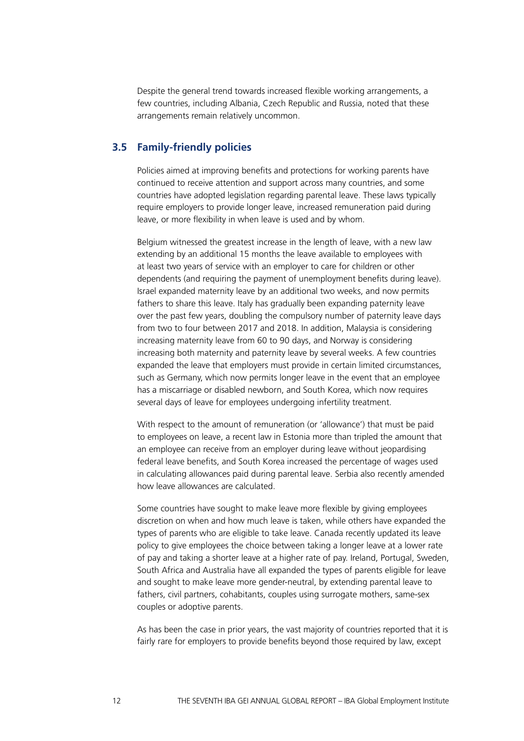Despite the general trend towards increased flexible working arrangements, a few countries, including Albania, Czech Republic and Russia, noted that these arrangements remain relatively uncommon.

## 3.5 Family-friendly policies

Policies aimed at improving benefits and protections for working parents have continued to receive attention and support across many countries, and some countries have adopted legislation regarding parental leave. These laws typically require employers to provide longer leave, increased remuneration paid during leave, or more flexibility in when leave is used and by whom.

Belgium witnessed the greatest increase in the length of leave, with a new law extending by an additional 15 months the leave available to employees with at least two years of service with an employer to care for children or other dependents (and requiring the payment of unemployment benefits during leave). Israel expanded maternity leave by an additional two weeks, and now permits fathers to share this leave. Italy has gradually been expanding paternity leave over the past few years, doubling the compulsory number of paternity leave days from two to four between 2017 and 2018. In addition, Malaysia is considering increasing maternity leave from 60 to 90 days, and Norway is considering increasing both maternity and paternity leave by several weeks. A few countries expanded the leave that employers must provide in certain limited circumstances, such as Germany, which now permits longer leave in the event that an employee has a miscarriage or disabled newborn, and South Korea, which now requires several days of leave for employees undergoing infertility treatment.

With respect to the amount of remuneration (or 'allowance') that must be paid to employees on leave, a recent law in Estonia more than tripled the amount that an employee can receive from an employer during leave without jeopardising federal leave benefits, and South Korea increased the percentage of wages used in calculating allowances paid during parental leave. Serbia also recently amended how leave allowances are calculated.

Some countries have sought to make leave more flexible by giving employees discretion on when and how much leave is taken, while others have expanded the types of parents who are eligible to take leave. Canada recently updated its leave policy to give employees the choice between taking a longer leave at a lower rate of pay and taking a shorter leave at a higher rate of pay. Ireland, Portugal, Sweden, South Africa and Australia have all expanded the types of parents eligible for leave and sought to make leave more gender-neutral, by extending parental leave to fathers, civil partners, cohabitants, couples using surrogate mothers, same-sex couples or adoptive parents.

As has been the case in prior years, the vast majority of countries reported that it is fairly rare for employers to provide benefits beyond those required by law, except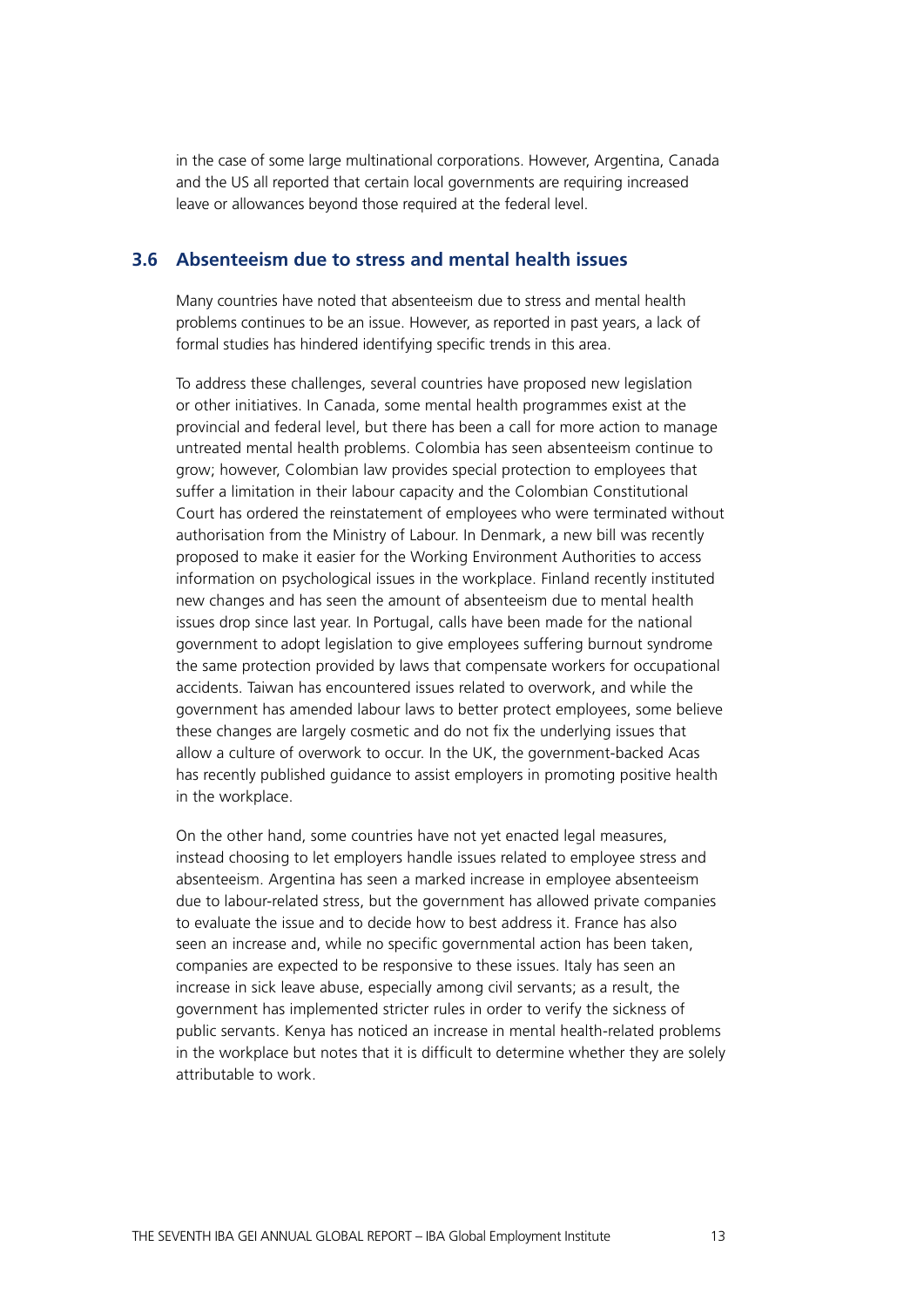in the case of some large multinational corporations. However, Argentina, Canada and the US all reported that certain local governments are requiring increased leave or allowances beyond those required at the federal level.

### 3.6 Absenteeism due to stress and mental health issues

Many countries have noted that absenteeism due to stress and mental health problems continues to be an issue. However, as reported in past years, a lack of formal studies has hindered identifying specific trends in this area.

To address these challenges, several countries have proposed new legislation or other initiatives. In Canada, some mental health programmes exist at the provincial and federal level, but there has been a call for more action to manage untreated mental health problems. Colombia has seen absenteeism continue to grow; however, Colombian law provides special protection to employees that suffer a limitation in their labour capacity and the Colombian Constitutional Court has ordered the reinstatement of employees who were terminated without authorisation from the Ministry of Labour. In Denmark, a new bill was recently proposed to make it easier for the Working Environment Authorities to access information on psychological issues in the workplace. Finland recently instituted new changes and has seen the amount of absenteeism due to mental health issues drop since last year. In Portugal, calls have been made for the national government to adopt legislation to give employees suffering burnout syndrome the same protection provided by laws that compensate workers for occupational accidents. Taiwan has encountered issues related to overwork, and while the government has amended labour laws to better protect employees, some believe these changes are largely cosmetic and do not fix the underlying issues that allow a culture of overwork to occur. In the UK, the government-backed Acas has recently published guidance to assist employers in promoting positive health in the workplace.

On the other hand, some countries have not yet enacted legal measures, instead choosing to let employers handle issues related to employee stress and absenteeism. Argentina has seen a marked increase in employee absenteeism due to labour-related stress, but the government has allowed private companies to evaluate the issue and to decide how to best address it. France has also seen an increase and, while no specific governmental action has been taken, companies are expected to be responsive to these issues. Italy has seen an increase in sick leave abuse, especially among civil servants; as a result, the government has implemented stricter rules in order to verify the sickness of public servants. Kenya has noticed an increase in mental health-related problems in the workplace but notes that it is difficult to determine whether they are solely attributable to work.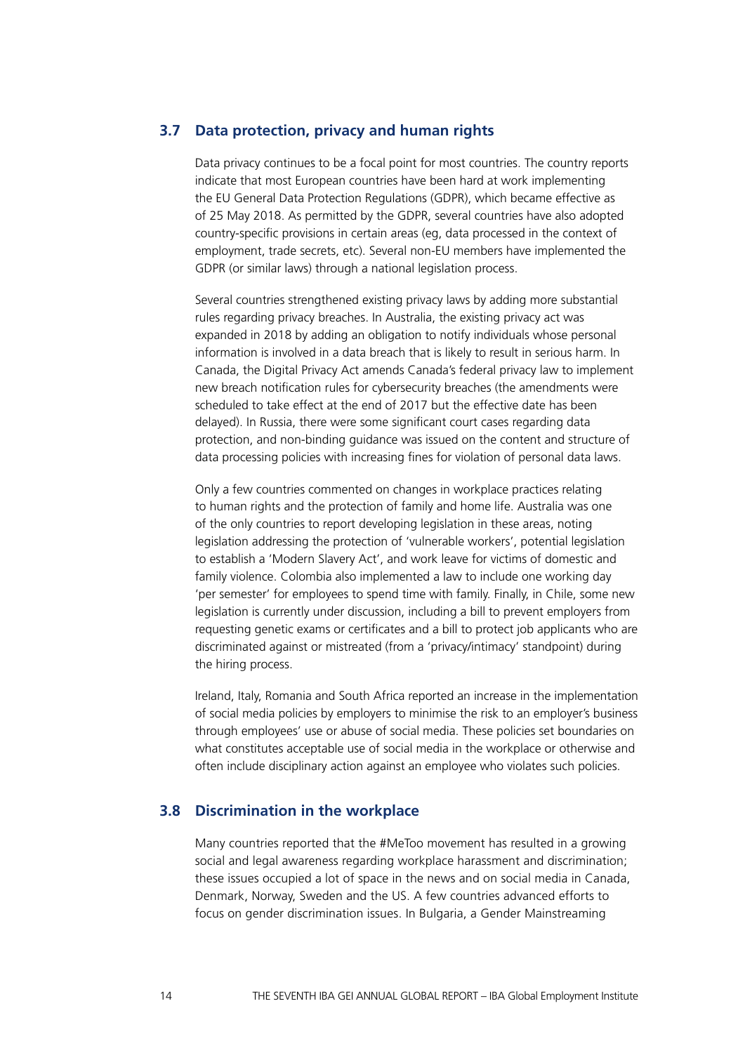## 3.7 Data protection, privacy and human rights

Data privacy continues to be a focal point for most countries. The country reports indicate that most European countries have been hard at work implementing the EU General Data Protection Regulations (GDPR), which became effective as of 25 May 2018. As permitted by the GDPR, several countries have also adopted country-specific provisions in certain areas (eg, data processed in the context of employment, trade secrets, etc). Several non-EU members have implemented the GDPR (or similar laws) through a national legislation process.

Several countries strengthened existing privacy laws by adding more substantial rules regarding privacy breaches. In Australia, the existing privacy act was expanded in 2018 by adding an obligation to notify individuals whose personal information is involved in a data breach that is likely to result in serious harm. In Canada, the Digital Privacy Act amends Canada's federal privacy law to implement new breach notification rules for cybersecurity breaches (the amendments were scheduled to take effect at the end of 2017 but the effective date has been delayed). In Russia, there were some significant court cases regarding data protection, and non-binding guidance was issued on the content and structure of data processing policies with increasing fines for violation of personal data laws.

Only a few countries commented on changes in workplace practices relating to human rights and the protection of family and home life. Australia was one of the only countries to report developing legislation in these areas, noting legislation addressing the protection of 'vulnerable workers', potential legislation to establish a 'Modern Slavery Act', and work leave for victims of domestic and family violence. Colombia also implemented a law to include one working day 'per semester' for employees to spend time with family. Finally, in Chile, some new legislation is currently under discussion, including a bill to prevent employers from requesting genetic exams or certificates and a bill to protect job applicants who are discriminated against or mistreated (from a 'privacy/intimacy' standpoint) during the hiring process.

Ireland, Italy, Romania and South Africa reported an increase in the implementation of social media policies by employers to minimise the risk to an employer's business through employees' use or abuse of social media. These policies set boundaries on what constitutes acceptable use of social media in the workplace or otherwise and often include disciplinary action against an employee who violates such policies.

## 3.8 Discrimination in the workplace

Many countries reported that the #MeToo movement has resulted in a growing social and legal awareness regarding workplace harassment and discrimination; these issues occupied a lot of space in the news and on social media in Canada, Denmark, Norway, Sweden and the US. A few countries advanced efforts to focus on gender discrimination issues. In Bulgaria, a Gender Mainstreaming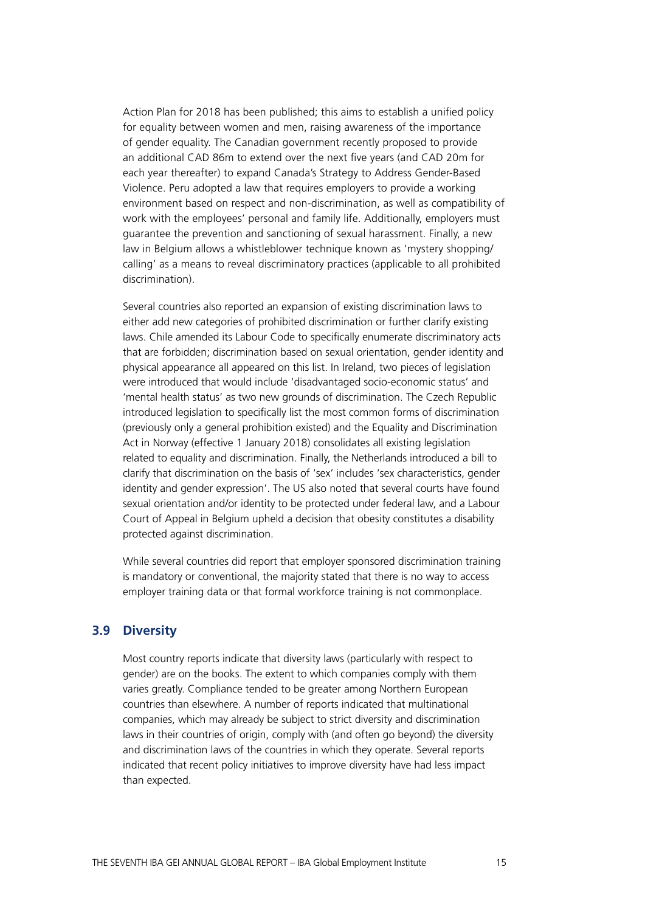Action Plan for 2018 has been published; this aims to establish a unified policy for equality between women and men, raising awareness of the importance of gender equality. The Canadian government recently proposed to provide an additional CAD 86m to extend over the next five years (and CAD 20m for each year thereafter) to expand Canada's Strategy to Address Gender-Based Violence. Peru adopted a law that requires employers to provide a working environment based on respect and non-discrimination, as well as compatibility of work with the employees' personal and family life. Additionally, employers must guarantee the prevention and sanctioning of sexual harassment. Finally, a new law in Belgium allows a whistleblower technique known as 'mystery shopping/calling' as a means to reveal discriminatory practices (applicable to all prohibited discrimination).

Several countries also reported an expansion of existing discrimination laws to either add new categories of prohibited discrimination or further clarify existing laws. Chile amended its Labour Code to specifically enumerate discriminatory acts that are forbidden; discrimination based on sexual orientation, gender identity and physical appearance all appeared on this list. In Ireland, two pieces of legislation were introduced that would include 'disadvantaged socio-economic status' and 'mental health status' as two new grounds of discrimination. The Czech Republic introduced legislation to specifically list the most common forms of discrimination (previously only a general prohibition existed) and the Equality and Discrimination Act in Norway (effective 1 January 2018) consolidates all existing legislation related to equality and discrimination. Finally, the Netherlands introduced a bill to clarify that discrimination on the basis of 'sex' includes 'sex characteristics, gender identity and gender expression'. The US also noted that several courts have found sexual orientation and/or identity to be protected under federal law, and a Labour Court of Appeal in Belgium upheld a decision that obesity constitutes a disability protected against discrimination.

While several countries did report that employer sponsored discrimination training is mandatory or conventional, the majority stated that there is no way to access employer training data or that formal workforce training is not commonplace.

## 3.9 Diversity

Most country reports indicate that diversity laws (particularly with respect to gender) are on the books. The extent to which companies comply with them varies greatly. Compliance tended to be greater among Northern European countries than elsewhere. A number of reports indicated that multinational companies, which may already be subject to strict diversity and discrimination laws in their countries of origin, comply with (and often go beyond) the diversity and discrimination laws of the countries in which they operate. Several reports indicated that recent policy initiatives to improve diversity have had less impact than expected.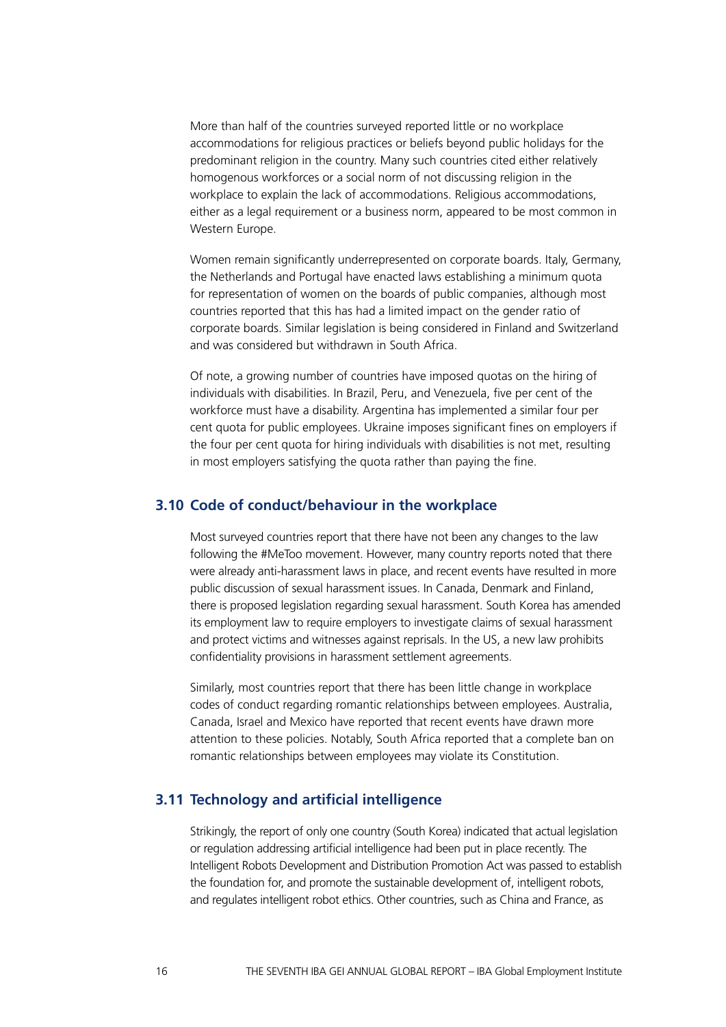More than half of the countries surveyed reported little or no workplace accommodations for religious practices or beliefs beyond public holidays for the predominant religion in the country. Many such countries cited either relatively homogenous workforces or a social norm of not discussing religion in the workplace to explain the lack of accommodations. Religious accommodations, either as a legal requirement or a business norm, appeared to be most common in Western Europe.

Women remain significantly underrepresented on corporate boards. Italy, Germany, the Netherlands and Portugal have enacted laws establishing a minimum quota for representation of women on the boards of public companies, although most countries reported that this has had a limited impact on the gender ratio of corporate boards. Similar legislation is being considered in Finland and Switzerland and was considered but withdrawn in South Africa.

Of note, a growing number of countries have imposed quotas on the hiring of individuals with disabilities. In Brazil, Peru, and Venezuela, five per cent of the workforce must have a disability. Argentina has implemented a similar four per cent quota for public employees. Ukraine imposes significant fines on employers if the four per cent quota for hiring individuals with disabilities is not met, resulting in most employers satisfying the quota rather than paying the fine.

## 3.10 Code of conduct/behaviour in the workplace

Most surveyed countries report that there have not been any changes to the law following the #MeToo movement. However, many country reports noted that there were already anti-harassment laws in place, and recent events have resulted in more public discussion of sexual harassment issues. In Canada, Denmark and Finland, there is proposed legislation regarding sexual harassment. South Korea has amended its employment law to require employers to investigate claims of sexual harassment and protect victims and witnesses against reprisals. In the US, a new law prohibits confidentiality provisions in harassment settlement agreements.

Similarly, most countries report that there has been little change in workplace codes of conduct regarding romantic relationships between employees. Australia, Canada, Israel and Mexico have reported that recent events have drawn more attention to these policies. Notably, South Africa reported that a complete ban on romantic relationships between employees may violate its Constitution.

## 3.11 Technology and artificial intelligence

Strikingly, the report of only one country (South Korea) indicated that actual legislation or regulation addressing artificial intelligence had been put in place recently. The Intelligent Robots Development and Distribution Promotion Act was passed to establish the foundation for, and promote the sustainable development of, intelligent robots, and regulates intelligent robot ethics. Other countries, such as China and France, as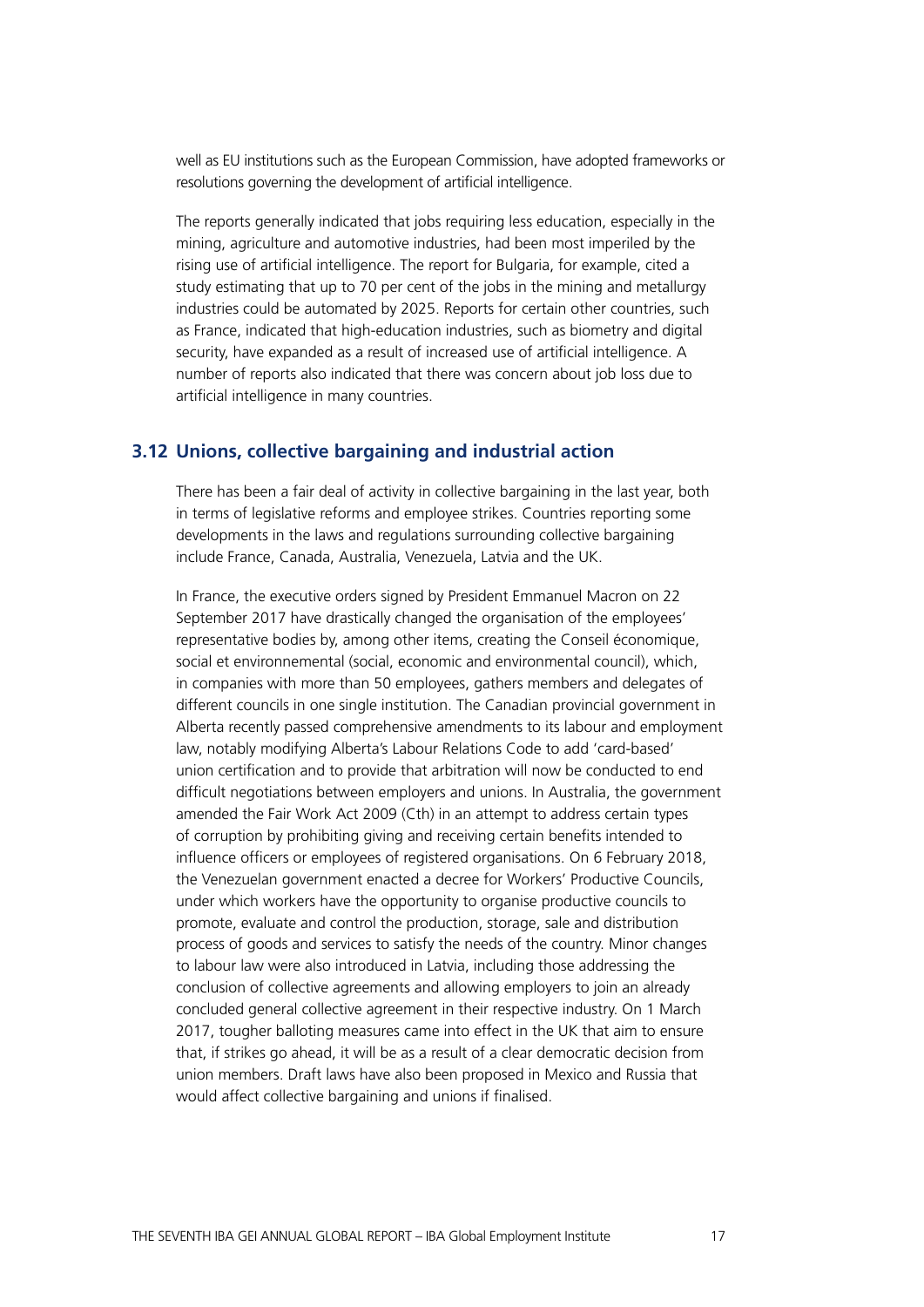well as EU institutions such as the European Commission, have adopted frameworks or resolutions governing the development of artificial intelligence.

The reports generally indicated that jobs requiring less education, especially in the mining, agriculture and automotive industries, had been most imperiled by the rising use of artificial intelligence. The report for Bulgaria, for example, cited a study estimating that up to 70 per cent of the jobs in the mining and metallurgy industries could be automated by 2025. Reports for certain other countries, such as France, indicated that high-education industries, such as biometry and digital security, have expanded as a result of increased use of artificial intelligence. A number of reports also indicated that there was concern about job loss due to artificial intelligence in many countries.

## 3.12 Unions, collective bargaining and industrial action

There has been a fair deal of activity in collective bargaining in the last year, both in terms of legislative reforms and employee strikes. Countries reporting some developments in the laws and regulations surrounding collective bargaining include France, Canada, Australia, Venezuela, Latvia and the UK.

In France, the executive orders signed by President Emmanuel Macron on 22 September 2017 have drastically changed the organisation of the employees' representative bodies by, among other items, creating the Conseil économique, social et environnemental (social, economic and environmental council), which, in companies with more than 50 employees, gathers members and delegates of different councils in one single institution. The Canadian provincial government in Alberta recently passed comprehensive amendments to its labour and employment law, notably modifying Alberta's Labour Relations Code to add 'card-based' union certification and to provide that arbitration will now be conducted to end difficult negotiations between employers and unions. In Australia, the government amended the Fair Work Act 2009 (Cth) in an attempt to address certain types of corruption by prohibiting giving and receiving certain benefits intended to influence officers or employees of registered organisations. On 6 February 2018, the Venezuelan government enacted a decree for Workers' Productive Councils, under which workers have the opportunity to organise productive councils to promote, evaluate and control the production, storage, sale and distribution process of goods and services to satisfy the needs of the country. Minor changes to labour law were also introduced in Latvia, including those addressing the conclusion of collective agreements and allowing employers to join an already concluded general collective agreement in their respective industry. On 1 March 2017, tougher balloting measures came into effect in the UK that aim to ensure that, if strikes go ahead, it will be as a result of a clear democratic decision from union members. Draft laws have also been proposed in Mexico and Russia that would affect collective bargaining and unions if finalised.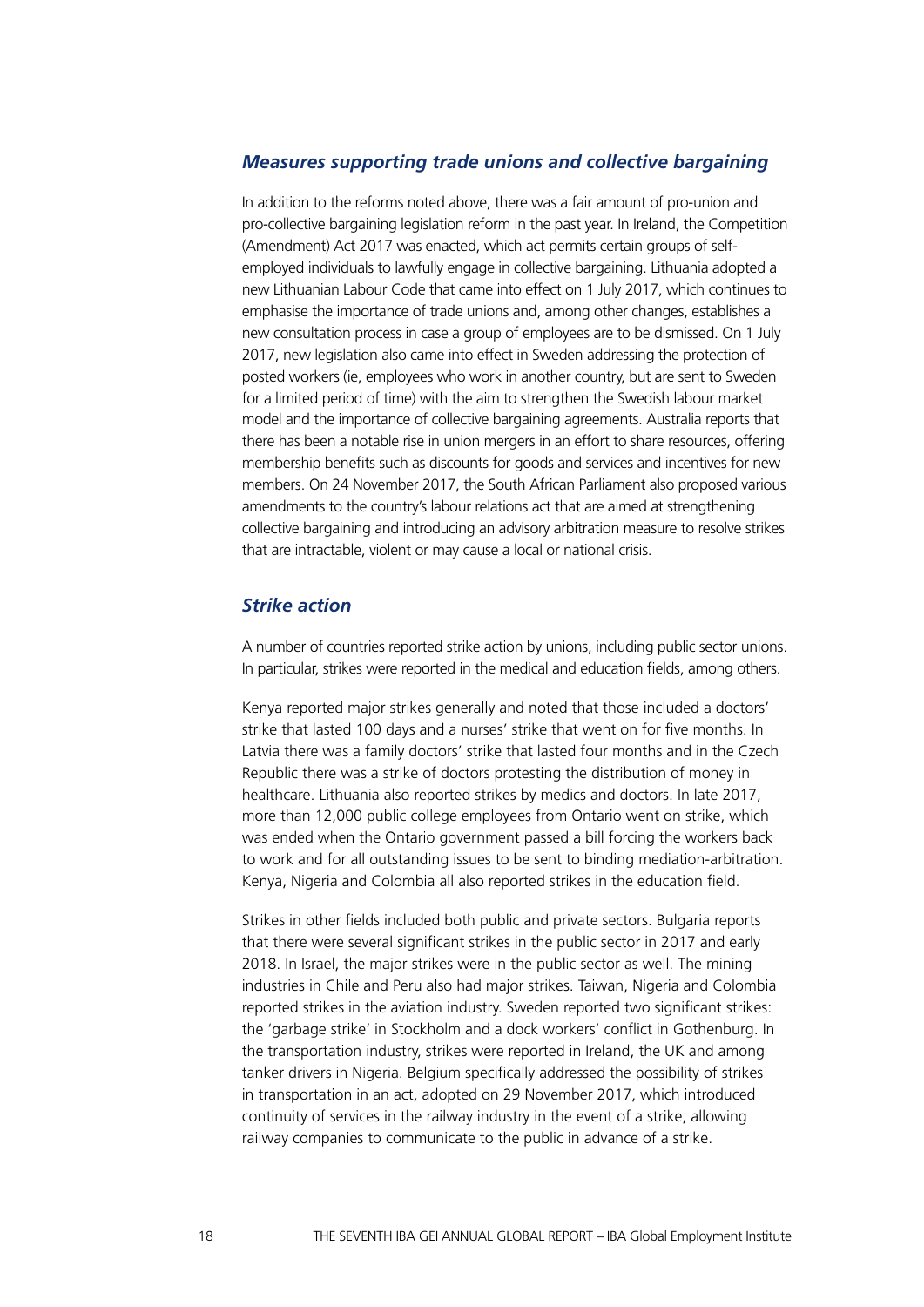### *Measures supporting trade unions and collective bargaining*

In addition to the reforms noted above, there was a fair amount of pro-union and pro-collective bargaining legislation reform in the past year. In Ireland, the Competition (Amendment) Act 2017 was enacted, which act permits certain groups of self-employed individuals to lawfully engage in collective bargaining. Lithuania adopted a new Lithuanian Labour Code that came into effect on 1 July 2017, which continues to emphasise the importance of trade unions and, among other changes, establishes a new consultation process in case a group of employees are to be dismissed. On 1 July 2017, new legislation also came into effect in Sweden addressing the protection of posted workers (ie, employees who work in another country, but are sent to Sweden for a limited period of time) with the aim to strengthen the Swedish labour market model and the importance of collective bargaining agreements. Australia reports that there has been a notable rise in union mergers in an effort to share resources, offering membership benefits such as discounts for goods and services and incentives for new members. On 24 November 2017, the South African Parliament also proposed various amendments to the country's labour relations act that are aimed at strengthening collective bargaining and introducing an advisory arbitration measure to resolve strikes that are intractable, violent or may cause a local or national crisis.

### *Strike action*

A number of countries reported strike action by unions, including public sector unions. In particular, strikes were reported in the medical and education fields, among others.

Kenya reported major strikes generally and noted that those included a doctors' strike that lasted 100 days and a nurses' strike that went on for five months. In Latvia there was a family doctors' strike that lasted four months and in the Czech Republic there was a strike of doctors protesting the distribution of money in healthcare. Lithuania also reported strikes by medics and doctors. In late 2017, more than 12,000 public college employees from Ontario went on strike, which was ended when the Ontario government passed a bill forcing the workers back to work and for all outstanding issues to be sent to binding mediation-arbitration. Kenya, Nigeria and Colombia all also reported strikes in the education field.

Strikes in other fields included both public and private sectors. Bulgaria reports that there were several significant strikes in the public sector in 2017 and early 2018. In Israel, the major strikes were in the public sector as well. The mining industries in Chile and Peru also had major strikes. Taiwan, Nigeria and Colombia reported strikes in the aviation industry. Sweden reported two significant strikes: the 'garbage strike' in Stockholm and a dock workers' conflict in Gothenburg. In the transportation industry, strikes were reported in Ireland, the UK and among tanker drivers in Nigeria. Belgium specifically addressed the possibility of strikes in transportation in an act, adopted on 29 November 2017, which introduced continuity of services in the railway industry in the event of a strike, allowing railway companies to communicate to the public in advance of a strike.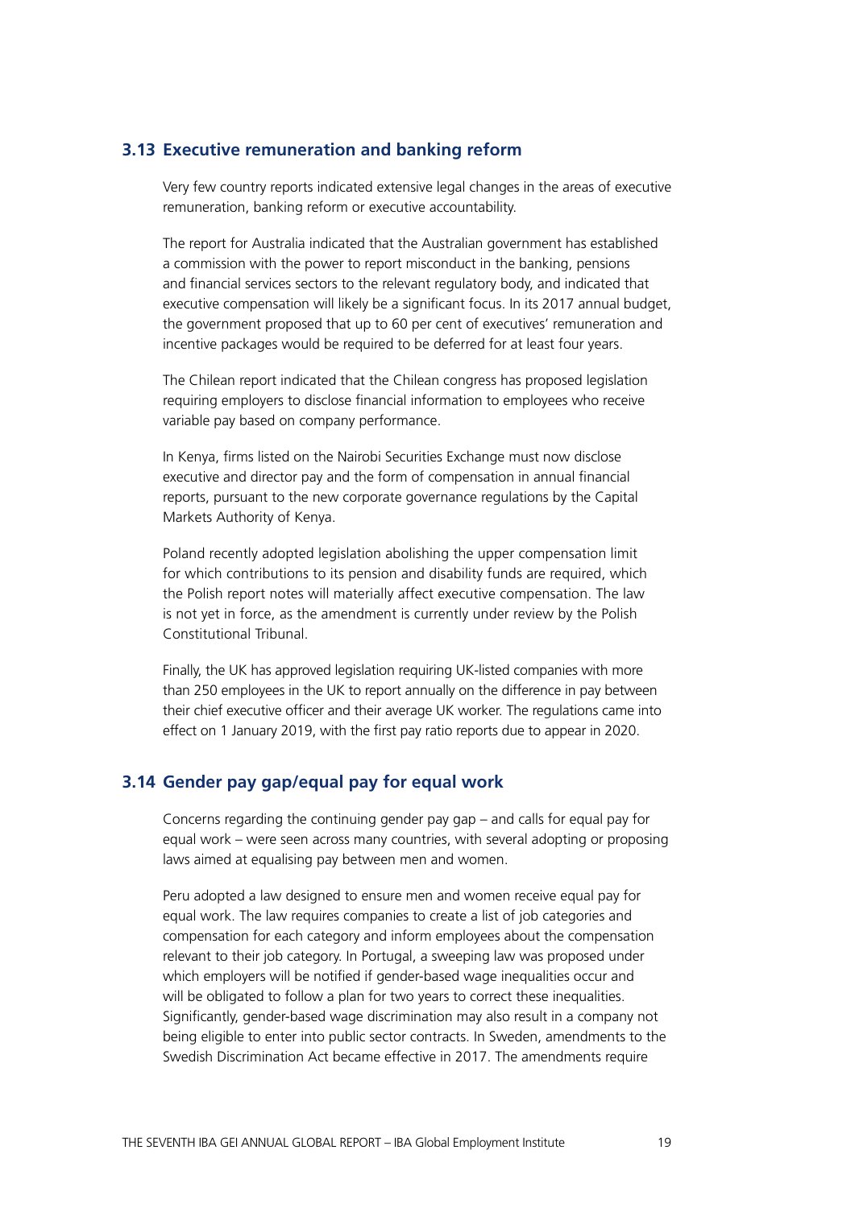## 3.13 Executive remuneration and banking reform

Very few country reports indicated extensive legal changes in the areas of executive remuneration, banking reform or executive accountability.

The report for Australia indicated that the Australian government has established a commission with the power to report misconduct in the banking, pensions and financial services sectors to the relevant regulatory body, and indicated that executive compensation will likely be a significant focus. In its 2017 annual budget, the government proposed that up to 60 per cent of executives' remuneration and incentive packages would be required to be deferred for at least four years.

The Chilean report indicated that the Chilean congress has proposed legislation requiring employers to disclose financial information to employees who receive variable pay based on company performance.

In Kenya, firms listed on the Nairobi Securities Exchange must now disclose executive and director pay and the form of compensation in annual financial reports, pursuant to the new corporate governance regulations by the Capital Markets Authority of Kenya.

Poland recently adopted legislation abolishing the upper compensation limit for which contributions to its pension and disability funds are required, which the Polish report notes will materially affect executive compensation. The law is not yet in force, as the amendment is currently under review by the Polish Constitutional Tribunal.

Finally, the UK has approved legislation requiring UK-listed companies with more than 250 employees in the UK to report annually on the difference in pay between their chief executive officer and their average UK worker. The regulations came into effect on 1 January 2019, with the first pay ratio reports due to appear in 2020.

## 3.14 Gender pay gap/equal pay for equal work

Concerns regarding the continuing gender pay gap – and calls for equal pay for equal work – were seen across many countries, with several adopting or proposing laws aimed at equalising pay between men and women.

Peru adopted a law designed to ensure men and women receive equal pay for equal work. The law requires companies to create a list of job categories and compensation for each category and inform employees about the compensation relevant to their job category. In Portugal, a sweeping law was proposed under which employers will be notified if gender-based wage inequalities occur and will be obligated to follow a plan for two years to correct these inequalities. Significantly, gender-based wage discrimination may also result in a company not being eligible to enter into public sector contracts. In Sweden, amendments to the Swedish Discrimination Act became effective in 2017. The amendments require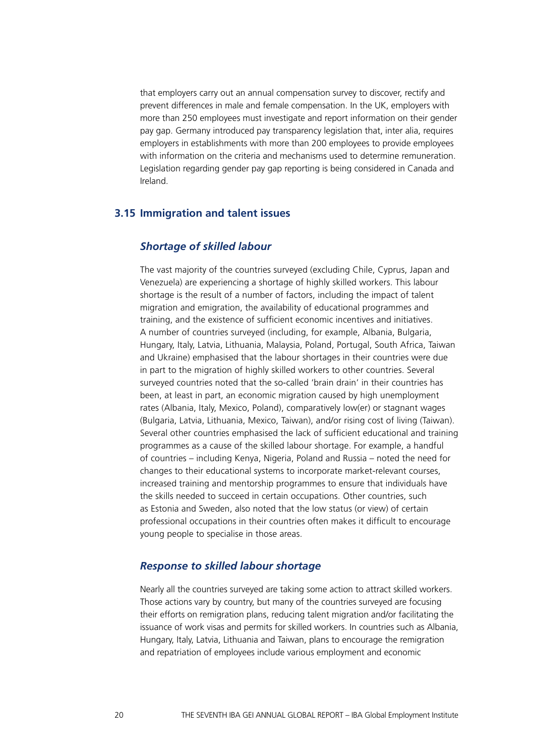that employers carry out an annual compensation survey to discover, rectify and prevent differences in male and female compensation. In the UK, employers with more than 250 employees must investigate and report information on their gender pay gap. Germany introduced pay transparency legislation that, inter alia, requires employers in establishments with more than 200 employees to provide employees with information on the criteria and mechanisms used to determine remuneration. Legislation regarding gender pay gap reporting is being considered in Canada and Ireland.

## 3.15 Immigration and talent issues

### *Shortage of skilled labour*

The vast majority of the countries surveyed (excluding Chile, Cyprus, Japan and Venezuela) are experiencing a shortage of highly skilled workers. This labour shortage is the result of a number of factors, including the impact of talent migration and emigration, the availability of educational programmes and training, and the existence of sufficient economic incentives and initiatives. A number of countries surveyed (including, for example, Albania, Bulgaria, Hungary, Italy, Latvia, Lithuania, Malaysia, Poland, Portugal, South Africa, Taiwan and Ukraine) emphasised that the labour shortages in their countries were due in part to the migration of highly skilled workers to other countries. Several surveyed countries noted that the so-called 'brain drain' in their countries has been, at least in part, an economic migration caused by high unemployment rates (Albania, Italy, Mexico, Poland), comparatively low(er) or stagnant wages (Bulgaria, Latvia, Lithuania, Mexico, Taiwan), and/or rising cost of living (Taiwan). Several other countries emphasised the lack of sufficient educational and training programmes as a cause of the skilled labour shortage. For example, a handful of countries – including Kenya, Nigeria, Poland and Russia – noted the need for changes to their educational systems to incorporate market-relevant courses, increased training and mentorship programmes to ensure that individuals have the skills needed to succeed in certain occupations. Other countries, such as Estonia and Sweden, also noted that the low status (or view) of certain professional occupations in their countries often makes it difficult to encourage young people to specialise in those areas.

### *Response to skilled labour shortage*

Nearly all the countries surveyed are taking some action to attract skilled workers. Those actions vary by country, but many of the countries surveyed are focusing their efforts on remigration plans, reducing talent migration and/or facilitating the issuance of work visas and permits for skilled workers. In countries such as Albania, Hungary, Italy, Latvia, Lithuania and Taiwan, plans to encourage the remigration and repatriation of employees include various employment and economic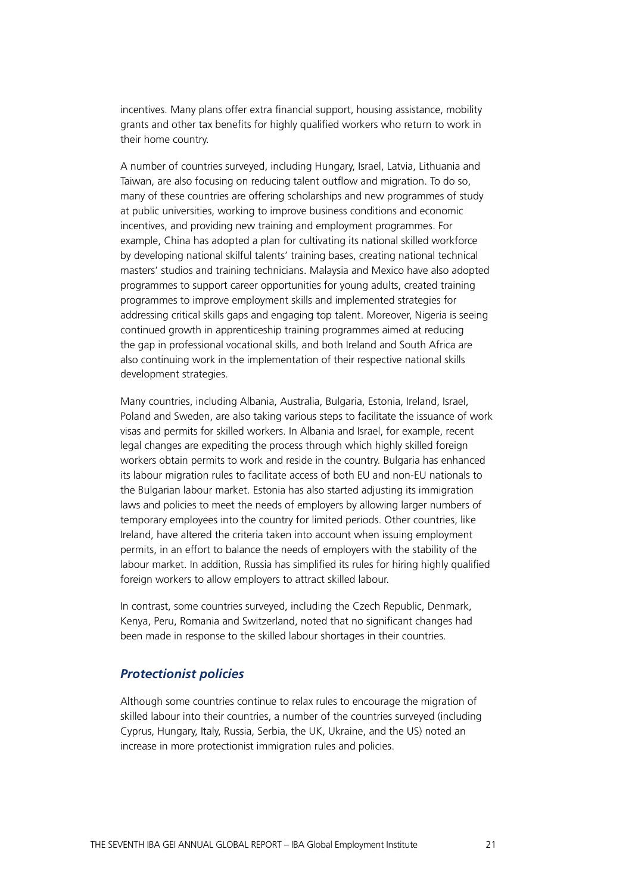incentives. Many plans offer extra financial support, housing assistance, mobility grants and other tax benefits for highly qualified workers who return to work in their home country.

A number of countries surveyed, including Hungary, Israel, Latvia, Lithuania and Taiwan, are also focusing on reducing talent outflow and migration. To do so, many of these countries are offering scholarships and new programmes of study at public universities, working to improve business conditions and economic incentives, and providing new training and employment programmes. For example, China has adopted a plan for cultivating its national skilled workforce by developing national skilful talents' training bases, creating national technical masters' studios and training technicians. Malaysia and Mexico have also adopted programmes to support career opportunities for young adults, created training programmes to improve employment skills and implemented strategies for addressing critical skills gaps and engaging top talent. Moreover, Nigeria is seeing continued growth in apprenticeship training programmes aimed at reducing the gap in professional vocational skills, and both Ireland and South Africa are also continuing work in the implementation of their respective national skills development strategies.

Many countries, including Albania, Australia, Bulgaria, Estonia, Ireland, Israel, Poland and Sweden, are also taking various steps to facilitate the issuance of work visas and permits for skilled workers. In Albania and Israel, for example, recent legal changes are expediting the process through which highly skilled foreign workers obtain permits to work and reside in the country. Bulgaria has enhanced its labour migration rules to facilitate access of both EU and non-EU nationals to the Bulgarian labour market. Estonia has also started adjusting its immigration laws and policies to meet the needs of employers by allowing larger numbers of temporary employees into the country for limited periods. Other countries, like Ireland, have altered the criteria taken into account when issuing employment permits, in an effort to balance the needs of employers with the stability of the labour market. In addition, Russia has simplified its rules for hiring highly qualified foreign workers to allow employers to attract skilled labour.

In contrast, some countries surveyed, including the Czech Republic, Denmark, Kenya, Peru, Romania and Switzerland, noted that no significant changes had been made in response to the skilled labour shortages in their countries.

### *Protectionist policies*

Although some countries continue to relax rules to encourage the migration of skilled labour into their countries, a number of the countries surveyed (including Cyprus, Hungary, Italy, Russia, Serbia, the UK, Ukraine, and the US) noted an increase in more protectionist immigration rules and policies.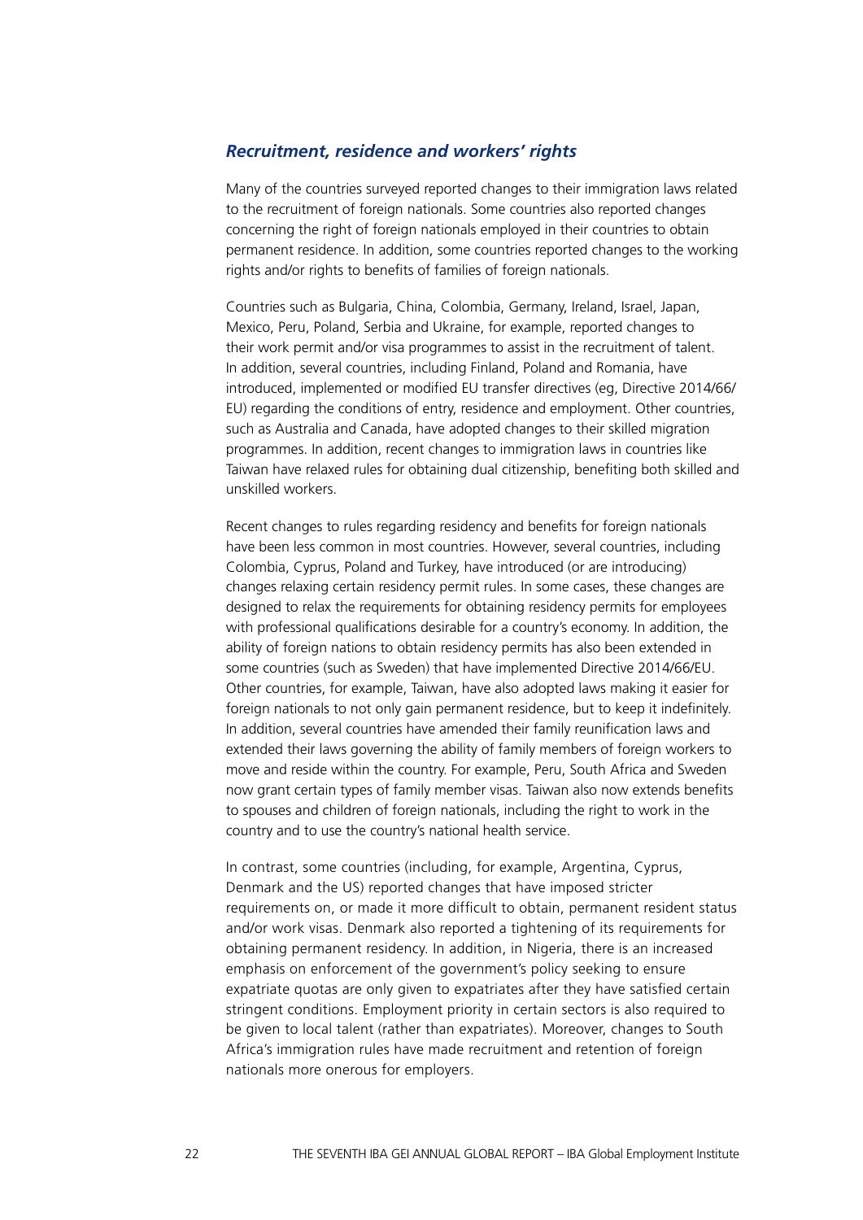### *Recruitment, residence and workers' rights*

Many of the countries surveyed reported changes to their immigration laws related to the recruitment of foreign nationals. Some countries also reported changes concerning the right of foreign nationals employed in their countries to obtain permanent residence. In addition, some countries reported changes to the working rights and/or rights to benefits of families of foreign nationals.

Countries such as Bulgaria, China, Colombia, Germany, Ireland, Israel, Japan, Mexico, Peru, Poland, Serbia and Ukraine, for example, reported changes to their work permit and/or visa programmes to assist in the recruitment of talent. In addition, several countries, including Finland, Poland and Romania, have introduced, implemented or modified EU transfer directives (eg, Directive 2014/66/EU) regarding the conditions of entry, residence and employment. Other countries, such as Australia and Canada, have adopted changes to their skilled migration programmes. In addition, recent changes to immigration laws in countries like Taiwan have relaxed rules for obtaining dual citizenship, benefiting both skilled and unskilled workers.

Recent changes to rules regarding residency and benefits for foreign nationals have been less common in most countries. However, several countries, including Colombia, Cyprus, Poland and Turkey, have introduced (or are introducing) changes relaxing certain residency permit rules. In some cases, these changes are designed to relax the requirements for obtaining residency permits for employees with professional qualifications desirable for a country's economy. In addition, the ability of foreign nations to obtain residency permits has also been extended in some countries (such as Sweden) that have implemented Directive 2014/66/EU. Other countries, for example, Taiwan, have also adopted laws making it easier for foreign nationals to not only gain permanent residence, but to keep it indefinitely. In addition, several countries have amended their family reunification laws and extended their laws governing the ability of family members of foreign workers to move and reside within the country. For example, Peru, South Africa and Sweden now grant certain types of family member visas. Taiwan also now extends benefits to spouses and children of foreign nationals, including the right to work in the country and to use the country's national health service.

In contrast, some countries (including, for example, Argentina, Cyprus, Denmark and the US) reported changes that have imposed stricter requirements on, or made it more difficult to obtain, permanent resident status and/or work visas. Denmark also reported a tightening of its requirements for obtaining permanent residency. In addition, in Nigeria, there is an increased emphasis on enforcement of the government's policy seeking to ensure expatriate quotas are only given to expatriates after they have satisfied certain stringent conditions. Employment priority in certain sectors is also required to be given to local talent (rather than expatriates). Moreover, changes to South Africa's immigration rules have made recruitment and retention of foreign nationals more onerous for employers.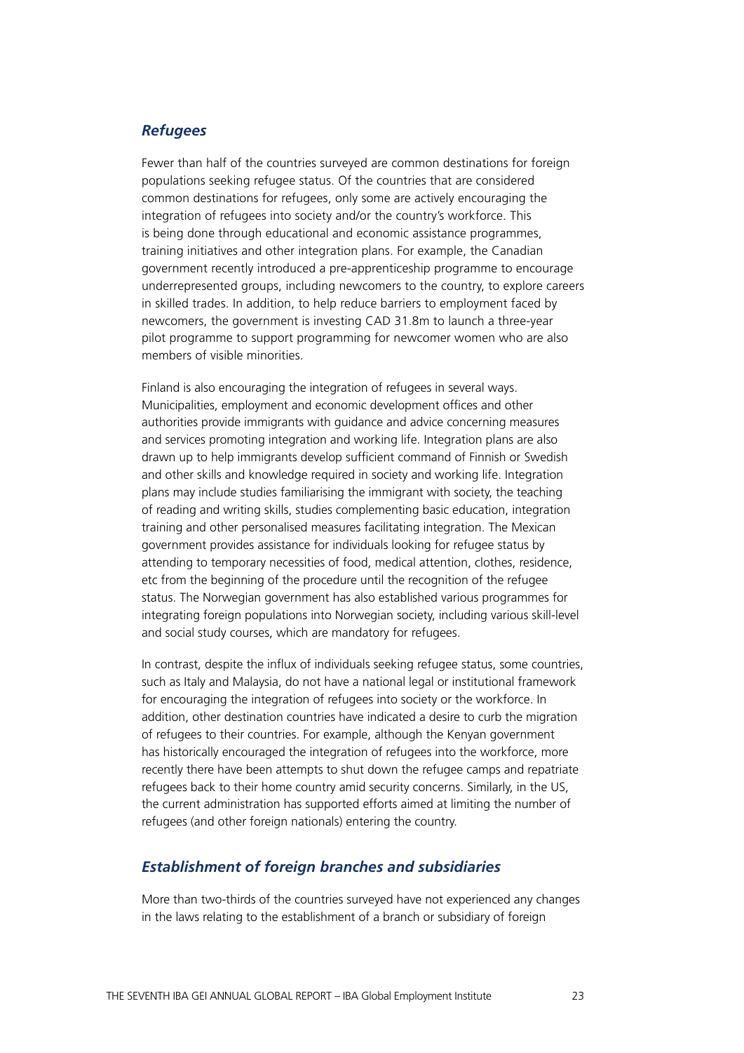### *Refugees*

Fewer than half of the countries surveyed are common destinations for foreign populations seeking refugee status. Of the countries that are considered common destinations for refugees, only some are actively encouraging the integration of refugees into society and/or the country's workforce. This is being done through educational and economic assistance programmes, training initiatives and other integration plans. For example, the Canadian government recently introduced a pre-apprenticeship programme to encourage underrepresented groups, including newcomers to the country, to explore careers in skilled trades. In addition, to help reduce barriers to employment faced by newcomers, the government is investing CAD 31.8m to launch a three-year pilot programme to support programming for newcomer women who are also members of visible minorities.

Finland is also encouraging the integration of refugees in several ways. Municipalities, employment and economic development offices and other authorities provide immigrants with guidance and advice concerning measures and services promoting integration and working life. Integration plans are also drawn up to help immigrants develop sufficient command of Finnish or Swedish and other skills and knowledge required in society and working life. Integration plans may include studies familiarising the immigrant with society, the teaching of reading and writing skills, studies complementing basic education, integration training and other personalised measures facilitating integration. The Mexican government provides assistance for individuals looking for refugee status by attending to temporary necessities of food, medical attention, clothes, residence, etc from the beginning of the procedure until the recognition of the refugee status. The Norwegian government has also established various programmes for integrating foreign populations into Norwegian society, including various skill-level and social study courses, which are mandatory for refugees.

In contrast, despite the influx of individuals seeking refugee status, some countries, such as Italy and Malaysia, do not have a national legal or institutional framework for encouraging the integration of refugees into society or the workforce. In addition, other destination countries have indicated a desire to curb the migration of refugees to their countries. For example, although the Kenyan government has historically encouraged the integration of refugees into the workforce, more recently there have been attempts to shut down the refugee camps and repatriate refugees back to their home country amid security concerns. Similarly, in the US, the current administration has supported efforts aimed at limiting the number of refugees (and other foreign nationals) entering the country.

### *Establishment of foreign branches and subsidiaries*

More than two-thirds of the countries surveyed have not experienced any changes in the laws relating to the establishment of a branch or subsidiary of foreign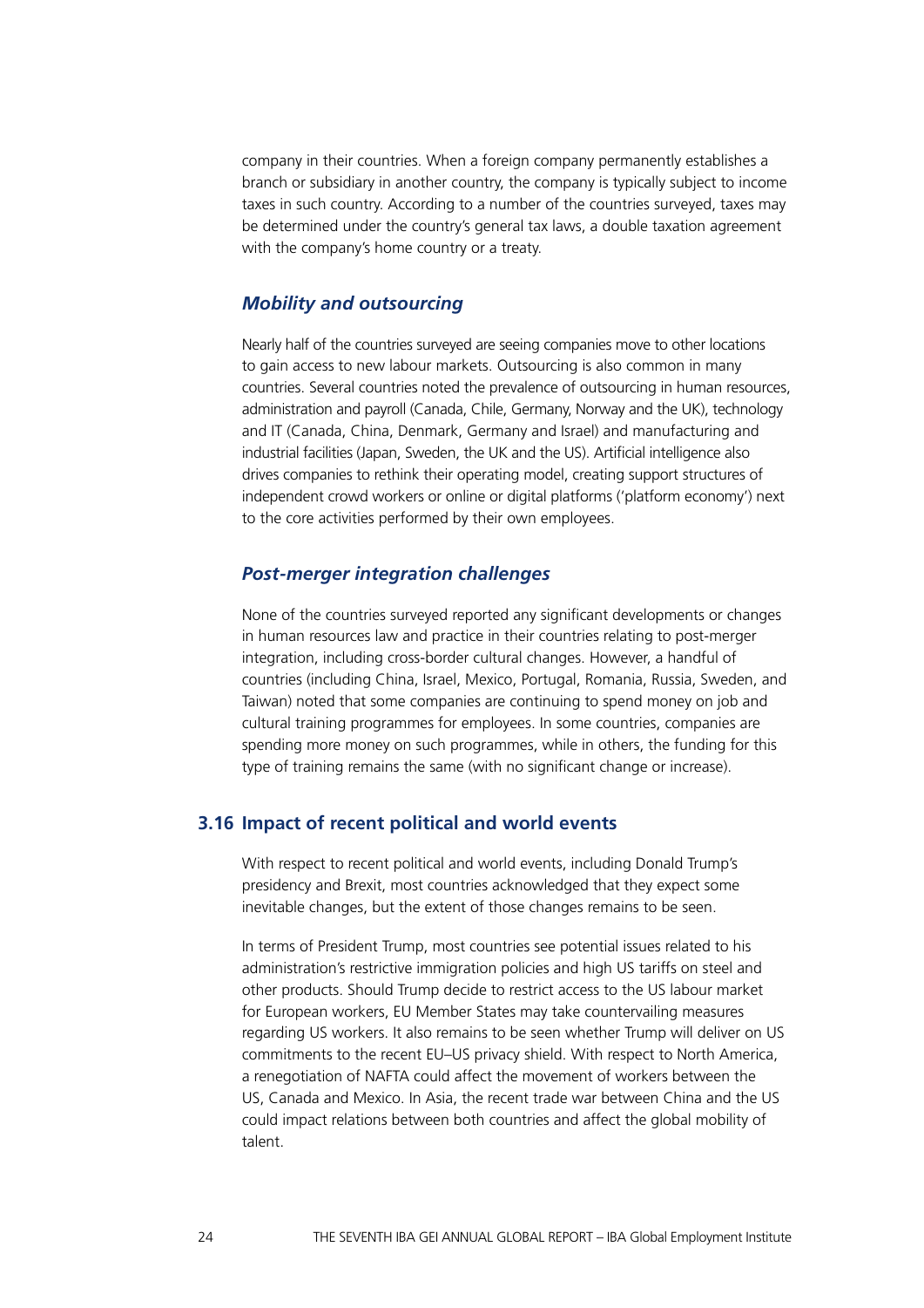company in their countries. When a foreign company permanently establishes a branch or subsidiary in another country, the company is typically subject to income taxes in such country. According to a number of the countries surveyed, taxes may be determined under the country's general tax laws, a double taxation agreement with the company's home country or a treaty.

### *Mobility and outsourcing*

Nearly half of the countries surveyed are seeing companies move to other locations to gain access to new labour markets. Outsourcing is also common in many countries. Several countries noted the prevalence of outsourcing in human resources, administration and payroll (Canada, Chile, Germany, Norway and the UK), technology and IT (Canada, China, Denmark, Germany and Israel) and manufacturing and industrial facilities (Japan, Sweden, the UK and the US). Artificial intelligence also drives companies to rethink their operating model, creating support structures of independent crowd workers or online or digital platforms ('platform economy') next to the core activities performed by their own employees.

### *Post-merger integration challenges*

None of the countries surveyed reported any significant developments or changes in human resources law and practice in their countries relating to post-merger integration, including cross-border cultural changes. However, a handful of countries (including China, Israel, Mexico, Portugal, Romania, Russia, Sweden, and Taiwan) noted that some companies are continuing to spend money on job and cultural training programmes for employees. In some countries, companies are spending more money on such programmes, while in others, the funding for this type of training remains the same (with no significant change or increase).

## 3.16 Impact of recent political and world events

With respect to recent political and world events, including Donald Trump's presidency and Brexit, most countries acknowledged that they expect some inevitable changes, but the extent of those changes remains to be seen.

In terms of President Trump, most countries see potential issues related to his administration's restrictive immigration policies and high US tariffs on steel and other products. Should Trump decide to restrict access to the US labour market for European workers, EU Member States may take countervailing measures regarding US workers. It also remains to be seen whether Trump will deliver on US commitments to the recent EU–US privacy shield. With respect to North America, a renegotiation of NAFTA could affect the movement of workers between the US, Canada and Mexico. In Asia, the recent trade war between China and the US could impact relations between both countries and affect the global mobility of talent.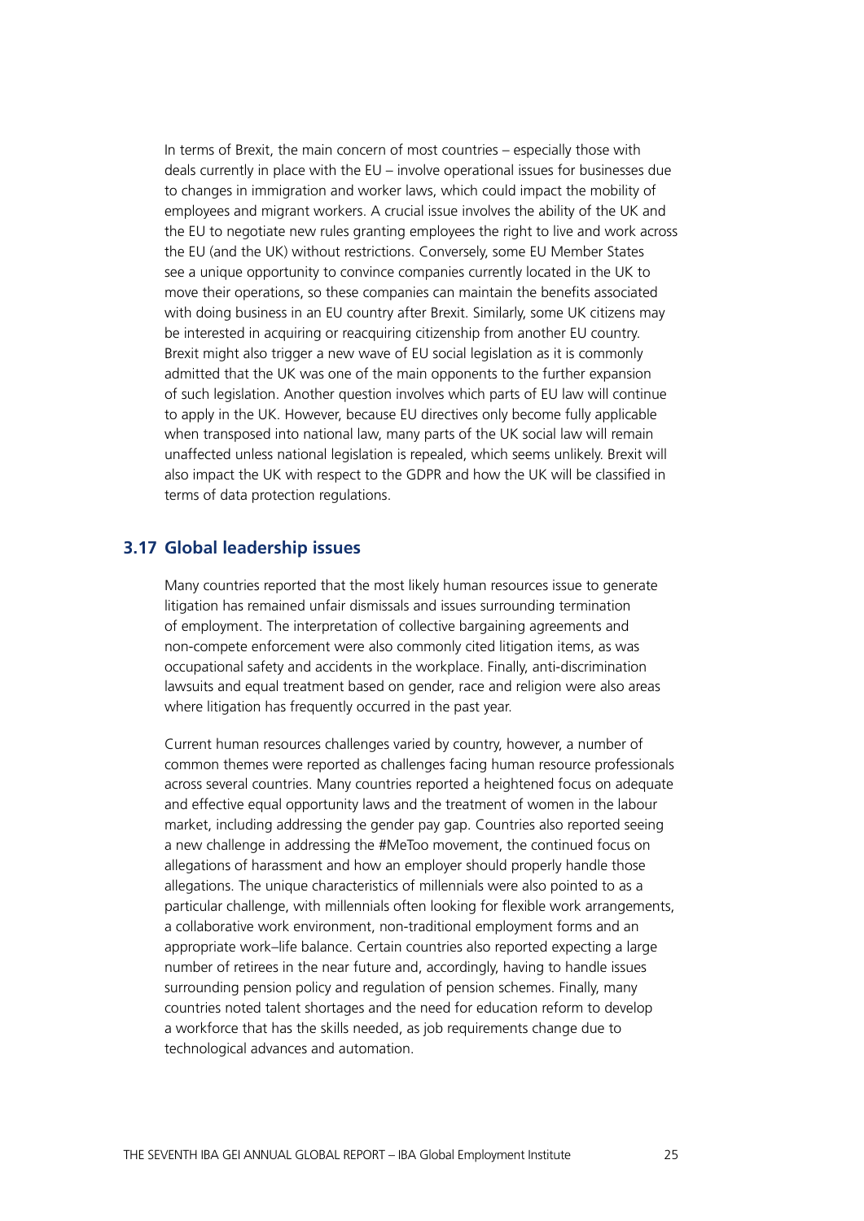In terms of Brexit, the main concern of most countries – especially those with deals currently in place with the EU – involve operational issues for businesses due to changes in immigration and worker laws, which could impact the mobility of employees and migrant workers. A crucial issue involves the ability of the UK and the EU to negotiate new rules granting employees the right to live and work across the EU (and the UK) without restrictions. Conversely, some EU Member States see a unique opportunity to convince companies currently located in the UK to move their operations, so these companies can maintain the benefits associated with doing business in an EU country after Brexit. Similarly, some UK citizens may be interested in acquiring or reacquiring citizenship from another EU country. Brexit might also trigger a new wave of EU social legislation as it is commonly admitted that the UK was one of the main opponents to the further expansion of such legislation. Another question involves which parts of EU law will continue to apply in the UK. However, because EU directives only become fully applicable when transposed into national law, many parts of the UK social law will remain unaffected unless national legislation is repealed, which seems unlikely. Brexit will also impact the UK with respect to the GDPR and how the UK will be classified in terms of data protection regulations.

## 3.17 Global leadership issues

Many countries reported that the most likely human resources issue to generate litigation has remained unfair dismissals and issues surrounding termination of employment. The interpretation of collective bargaining agreements and non-compete enforcement were also commonly cited litigation items, as was occupational safety and accidents in the workplace. Finally, anti-discrimination lawsuits and equal treatment based on gender, race and religion were also areas where litigation has frequently occurred in the past year.

Current human resources challenges varied by country, however, a number of common themes were reported as challenges facing human resource professionals across several countries. Many countries reported a heightened focus on adequate and effective equal opportunity laws and the treatment of women in the labour market, including addressing the gender pay gap. Countries also reported seeing a new challenge in addressing the #MeToo movement, the continued focus on allegations of harassment and how an employer should properly handle those allegations. The unique characteristics of millennials were also pointed to as a particular challenge, with millennials often looking for flexible work arrangements, a collaborative work environment, non-traditional employment forms and an appropriate work–life balance. Certain countries also reported expecting a large number of retirees in the near future and, accordingly, having to handle issues surrounding pension policy and regulation of pension schemes. Finally, many countries noted talent shortages and the need for education reform to develop a workforce that has the skills needed, as job requirements change due to technological advances and automation.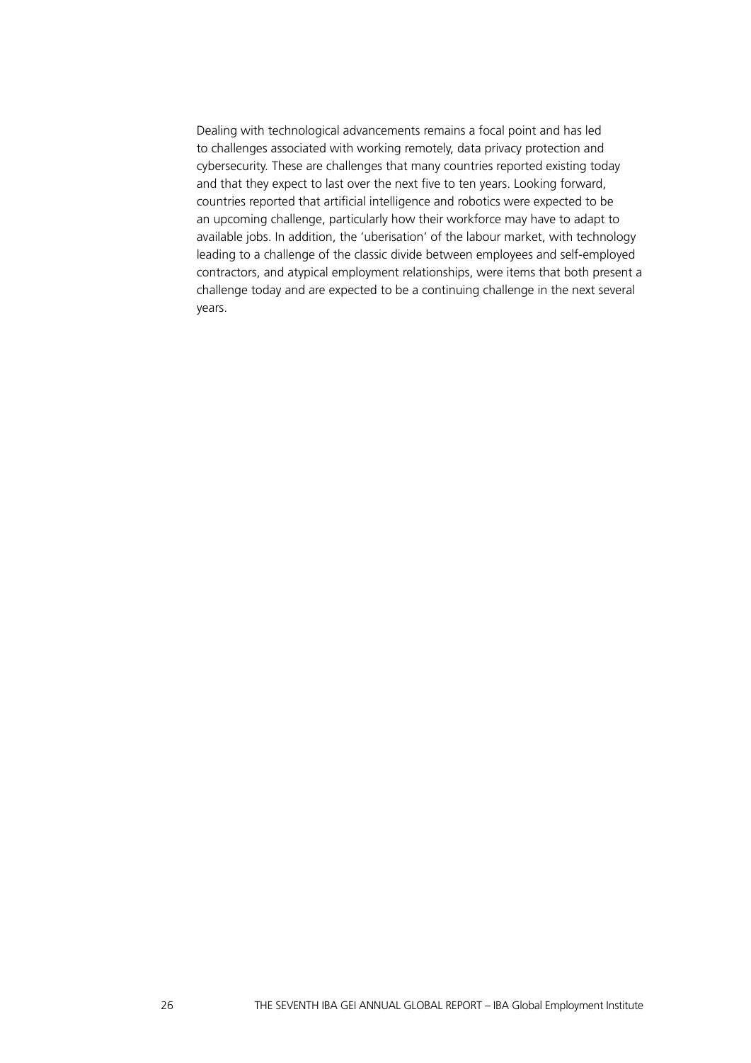Dealing with technological advancements remains a focal point and has led to challenges associated with working remotely, data privacy protection and cybersecurity. These are challenges that many countries reported existing today and that they expect to last over the next five to ten years. Looking forward, countries reported that artificial intelligence and robotics were expected to be an upcoming challenge, particularly how their workforce may have to adapt to available jobs. In addition, the 'uberisation' of the labour market, with technology leading to a challenge of the classic divide between employees and self-employed contractors, and atypical employment relationships, were items that both present a challenge today and are expected to be a continuing challenge in the next several years.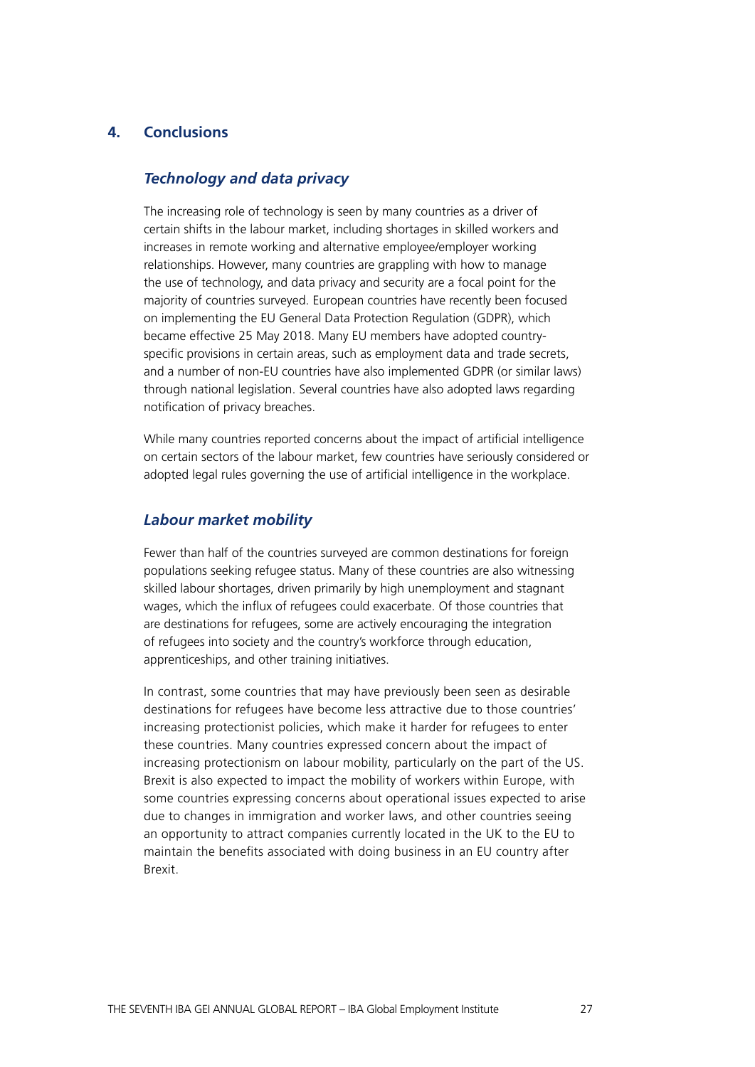## 4. Conclusions

### *Technology and data privacy*

The increasing role of technology is seen by many countries as a driver of certain shifts in the labour market, including shortages in skilled workers and increases in remote working and alternative employee/employer working relationships. However, many countries are grappling with how to manage the use of technology, and data privacy and security are a focal point for the majority of countries surveyed. European countries have recently been focused on implementing the EU General Data Protection Regulation (GDPR), which became effective 25 May 2018. Many EU members have adopted country-specific provisions in certain areas, such as employment data and trade secrets, and a number of non-EU countries have also implemented GDPR (or similar laws) through national legislation. Several countries have also adopted laws regarding notification of privacy breaches.

While many countries reported concerns about the impact of artificial intelligence on certain sectors of the labour market, few countries have seriously considered or adopted legal rules governing the use of artificial intelligence in the workplace.

### *Labour market mobility*

Fewer than half of the countries surveyed are common destinations for foreign populations seeking refugee status. Many of these countries are also witnessing skilled labour shortages, driven primarily by high unemployment and stagnant wages, which the influx of refugees could exacerbate. Of those countries that are destinations for refugees, some are actively encouraging the integration of refugees into society and the country's workforce through education, apprenticeships, and other training initiatives.

In contrast, some countries that may have previously been seen as desirable destinations for refugees have become less attractive due to those countries' increasing protectionist policies, which make it harder for refugees to enter these countries. Many countries expressed concern about the impact of increasing protectionism on labour mobility, particularly on the part of the US. Brexit is also expected to impact the mobility of workers within Europe, with some countries expressing concerns about operational issues expected to arise due to changes in immigration and worker laws, and other countries seeing an opportunity to attract companies currently located in the UK to the EU to maintain the benefits associated with doing business in an EU country after Brexit.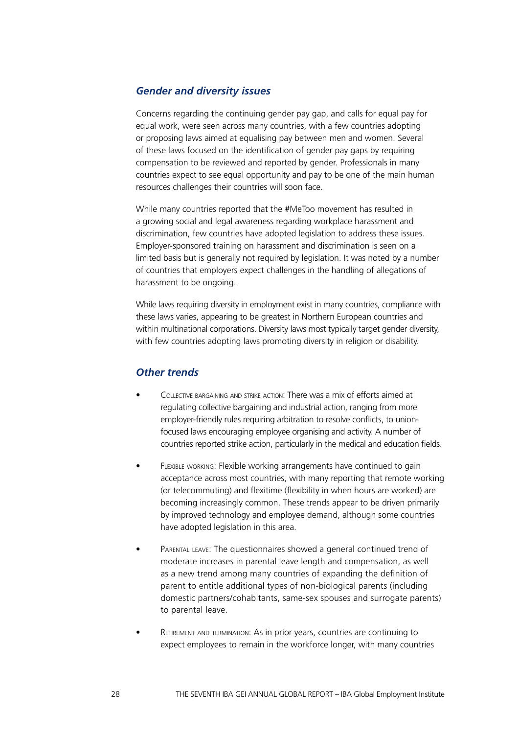### *Gender and diversity issues*

Concerns regarding the continuing gender pay gap, and calls for equal pay for equal work, were seen across many countries, with a few countries adopting or proposing laws aimed at equalising pay between men and women. Several of these laws focused on the identification of gender pay gaps by requiring compensation to be reviewed and reported by gender. Professionals in many countries expect to see equal opportunity and pay to be one of the main human resources challenges their countries will soon face.

While many countries reported that the #MeToo movement has resulted in a growing social and legal awareness regarding workplace harassment and discrimination, few countries have adopted legislation to address these issues. Employer-sponsored training on harassment and discrimination is seen on a limited basis but is generally not required by legislation. It was noted by a number of countries that employers expect challenges in the handling of allegations of harassment to be ongoing.

While laws requiring diversity in employment exist in many countries, compliance with these laws varies, appearing to be greatest in Northern European countries and within multinational corporations. Diversity laws most typically target gender diversity, with few countries adopting laws promoting diversity in religion or disability.

### *Other trends*

- Collective bargaining and strike action: There was a mix of efforts aimed at regulating collective bargaining and industrial action, ranging from more employer-friendly rules requiring arbitration to resolve conflicts, to union-focused laws encouraging employee organising and activity. A number of countries reported strike action, particularly in the medical and education fields.

- Flexible working: Flexible working arrangements have continued to gain acceptance across most countries, with many reporting that remote working (or telecommuting) and flexitime (flexibility in when hours are worked) are becoming increasingly common. These trends appear to be driven primarily by improved technology and employee demand, although some countries have adopted legislation in this area.

- Parental leave: The questionnaires showed a general continued trend of moderate increases in parental leave length and compensation, as well as a new trend among many countries of expanding the definition of parent to entitle additional types of non-biological parents (including domestic partners/cohabitants, same-sex spouses and surrogate parents) to parental leave.

- Retirement and termination: As in prior years, countries are continuing to expect employees to remain in the workforce longer, with many countries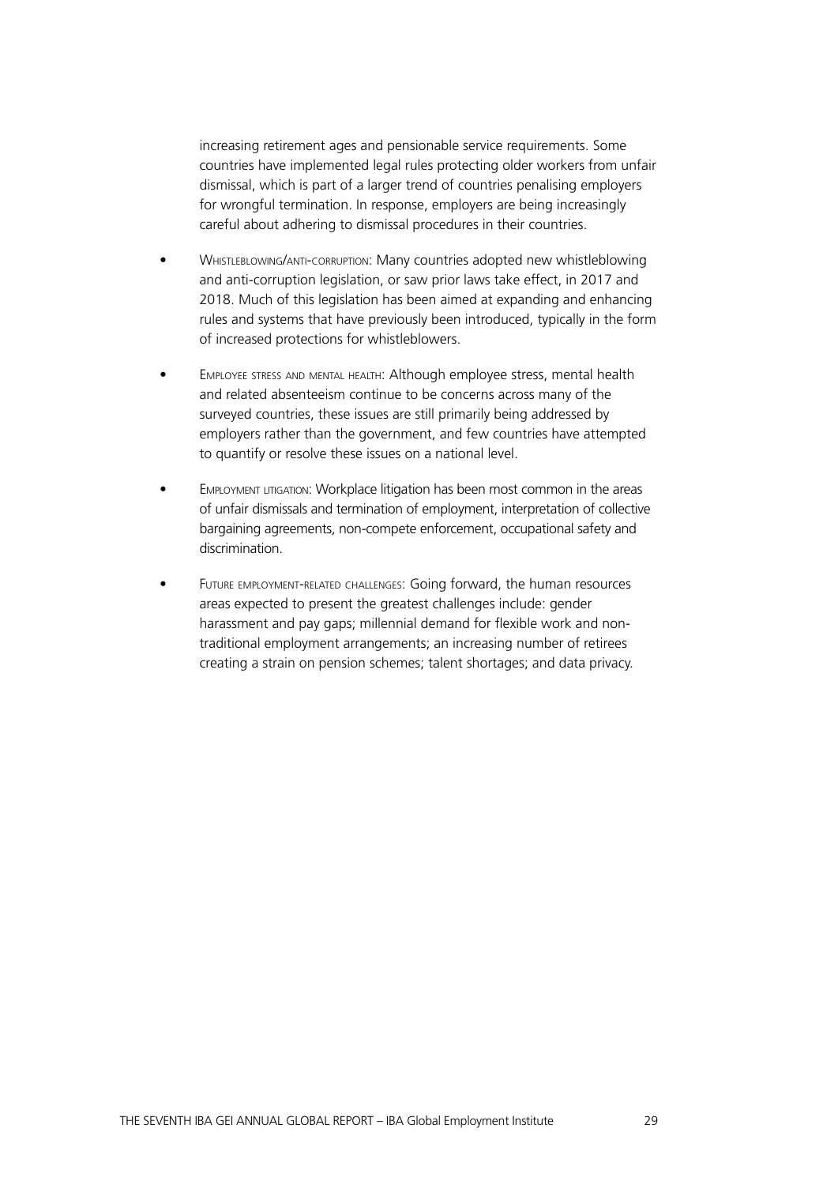increasing retirement ages and pensionable service requirements. Some countries have implemented legal rules protecting older workers from unfair dismissal, which is part of a larger trend of countries penalising employers for wrongful termination. In response, employers are being increasingly careful about adhering to dismissal procedures in their countries.

- Whistleblowing/anti-corruption: Many countries adopted new whistleblowing and anti-corruption legislation, or saw prior laws take effect, in 2017 and 2018. Much of this legislation has been aimed at expanding and enhancing rules and systems that have previously been introduced, typically in the form of increased protections for whistleblowers.

- Employee stress and mental health: Although employee stress, mental health and related absenteeism continue to be concerns across many of the surveyed countries, these issues are still primarily being addressed by employers rather than the government, and few countries have attempted to quantify or resolve these issues on a national level.

- Employment litigation: Workplace litigation has been most common in the areas of unfair dismissals and termination of employment, interpretation of collective bargaining agreements, non-compete enforcement, occupational safety and discrimination.

- Future employment-related challenges: Going forward, the human resources areas expected to present the greatest challenges include: gender harassment and pay gaps; millennial demand for flexible work and non-traditional employment arrangements; an increasing number of retirees creating a strain on pension schemes; talent shortages; and data privacy.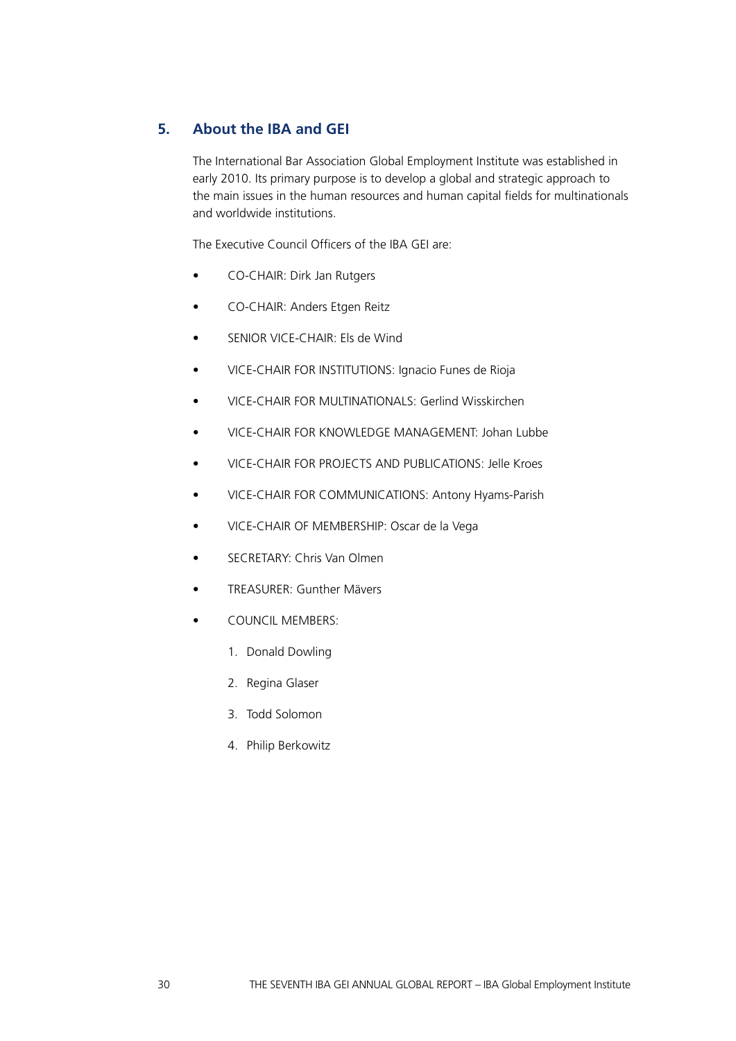## 5. About the IBA and GEI

The International Bar Association Global Employment Institute was established in early 2010. Its primary purpose is to develop a global and strategic approach to the main issues in the human resources and human capital fields for multinationals and worldwide institutions.

The Executive Council Officers of the IBA GEI are:

- CO-CHAIR: Dirk Jan Rutgers
- CO-CHAIR: Anders Etgen Reitz
- SENIOR VICE-CHAIR: Els de Wind
- VICE-CHAIR FOR INSTITUTIONS: Ignacio Funes de Rioja
- VICE-CHAIR FOR MULTINATIONALS: Gerlind Wisskirchen
- VICE-CHAIR FOR KNOWLEDGE MANAGEMENT: Johan Lubbe
- VICE-CHAIR FOR PROJECTS AND PUBLICATIONS: Jelle Kroes
- VICE-CHAIR FOR COMMUNICATIONS: Antony Hyams-Parish
- VICE-CHAIR OF MEMBERSHIP: Oscar de la Vega
- SECRETARY: Chris Van Olmen
- TREASURER: Gunther Mävers
- COUNCIL MEMBERS:
    1. Donald Dowling
    2. Regina Glaser
    3. Todd Solomon
    4. Philip Berkowitz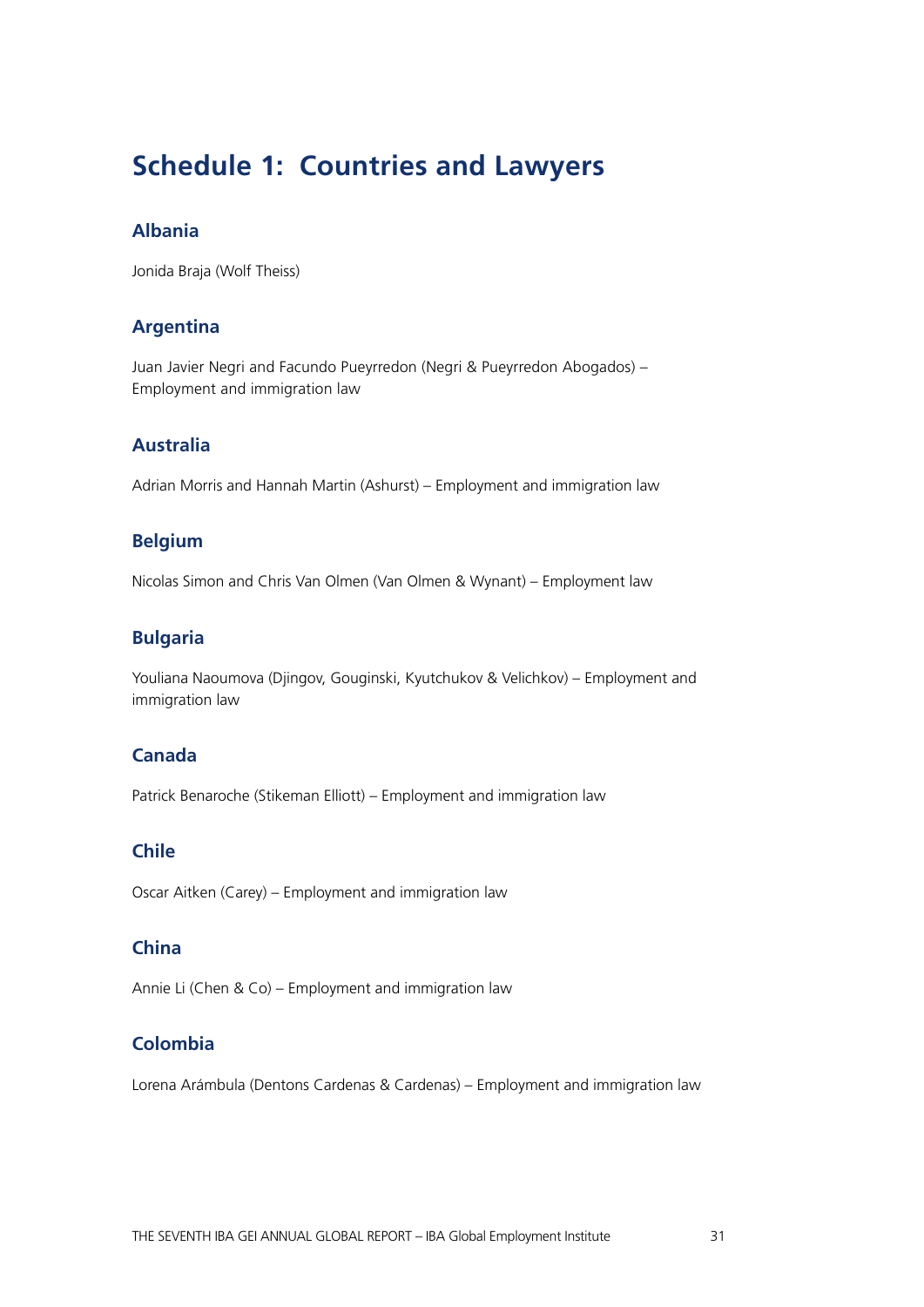# Schedule 1: Countries and Lawyers

## Albania

Jonida Braja (Wolf Theiss)

## Argentina

Juan Javier Negri and Facundo Pueyrredon (Negri & Pueyrredon Abogados) – Employment and immigration law

## Australia

Adrian Morris and Hannah Martin (Ashurst) – Employment and immigration law

## Belgium

Nicolas Simon and Chris Van Olmen (Van Olmen & Wynant) – Employment law

## Bulgaria

Youliana Naoumova (Djingov, Gouginski, Kyutchukov & Velichkov) – Employment and immigration law

## Canada

Patrick Benaroche (Stikeman Elliott) – Employment and immigration law

## Chile

Oscar Aitken (Carey) – Employment and immigration law

## China

Annie Li (Chen & Co) – Employment and immigration law

## Colombia

Lorena Arámbula (Dentons Cardenas & Cardenas) – Employment and immigration law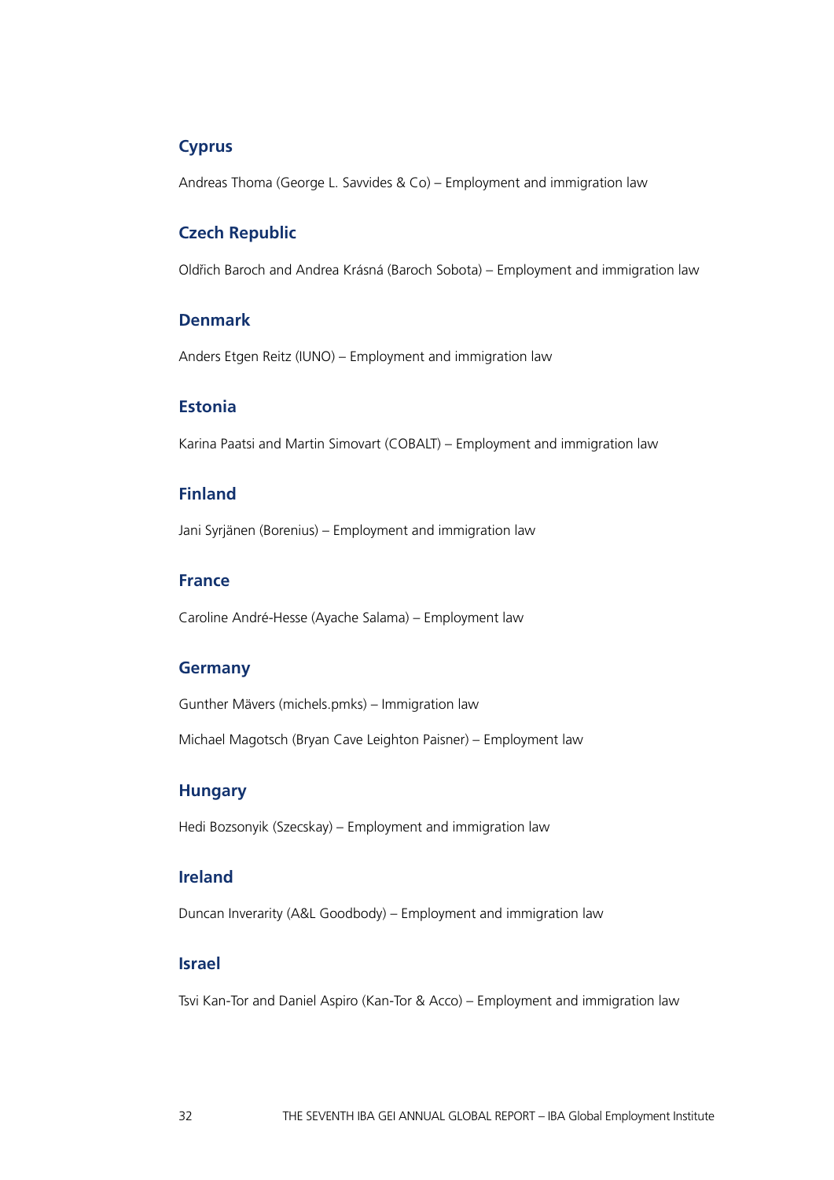## Cyprus

Andreas Thoma (George L. Savvides & Co) – Employment and immigration law

## Czech Republic

Oldřich Baroch and Andrea Krásná (Baroch Sobota) – Employment and immigration law

## Denmark

Anders Etgen Reitz (IUNO) – Employment and immigration law

## Estonia

Karina Paatsi and Martin Simovart (COBALT) – Employment and immigration law

## Finland

Jani Syrjänen (Borenius) – Employment and immigration law

## France

Caroline André-Hesse (Ayache Salama) – Employment law

## Germany

Gunther Mävers (michels.pmks) – Immigration law

Michael Magotsch (Bryan Cave Leighton Paisner) – Employment law

## Hungary

Hedi Bozsonyik (Szecskay) – Employment and immigration law

## Ireland

Duncan Inverarity (A&L Goodbody) – Employment and immigration law

## Israel

Tsvi Kan-Tor and Daniel Aspiro (Kan-Tor & Acco) – Employment and immigration law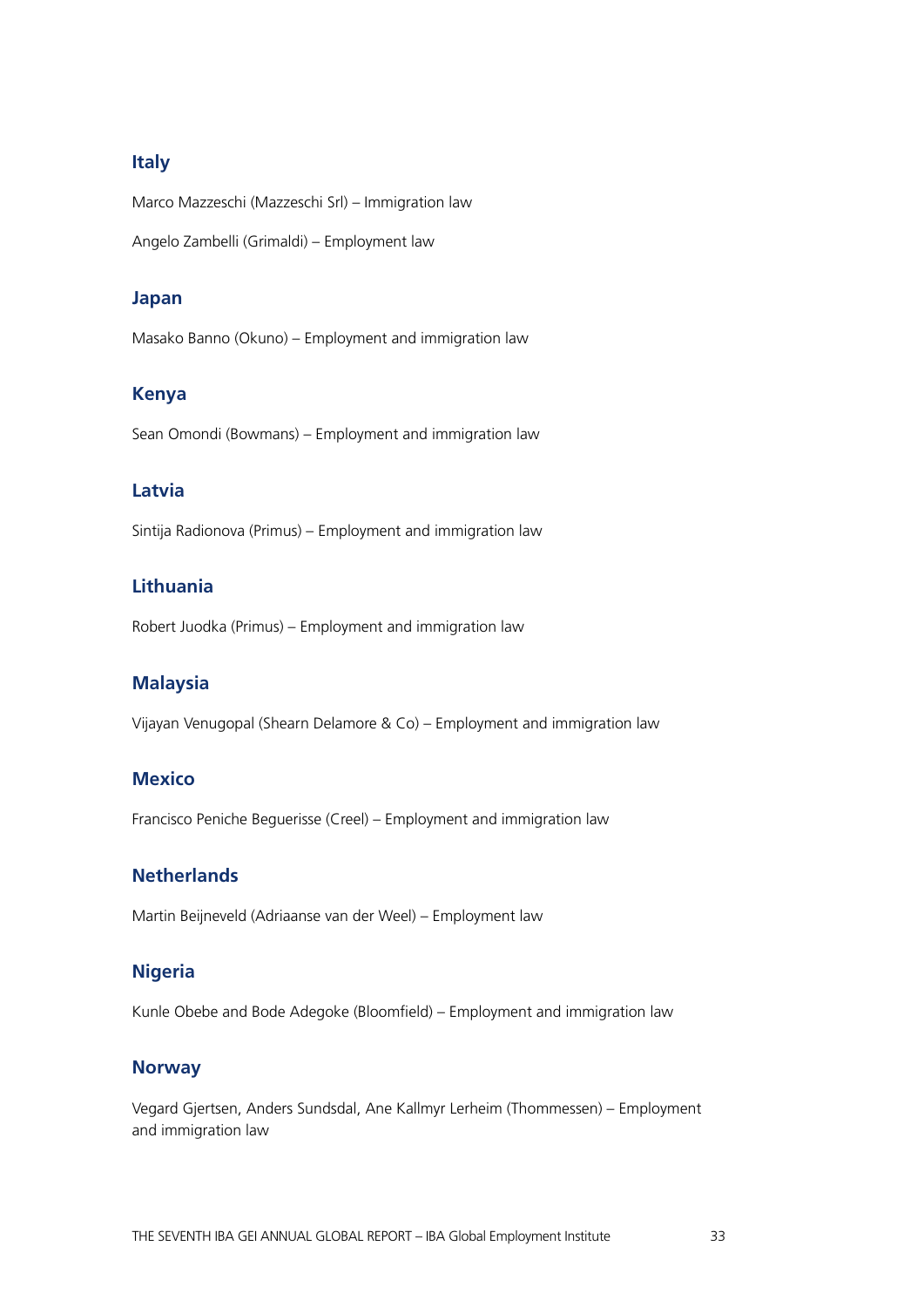### Italy

Marco Mazzeschi (Mazzeschi Srl) – Immigration law

Angelo Zambelli (Grimaldi) – Employment law

### Japan

Masako Banno (Okuno) – Employment and immigration law

### Kenya

Sean Omondi (Bowmans) – Employment and immigration law

### Latvia

Sintija Radionova (Primus) – Employment and immigration law

### Lithuania

Robert Juodka (Primus) – Employment and immigration law

### Malaysia

Vijayan Venugopal (Shearn Delamore & Co) – Employment and immigration law

### Mexico

Francisco Peniche Beguerisse (Creel) – Employment and immigration law

### Netherlands

Martin Beijneveld (Adriaanse van der Weel) – Employment law

### Nigeria

Kunle Obebe and Bode Adegoke (Bloomfield) – Employment and immigration law

### Norway

Vegard Gjertsen, Anders Sundsdal, Ane Kallmyr Lerheim (Thommessen) – Employment and immigration law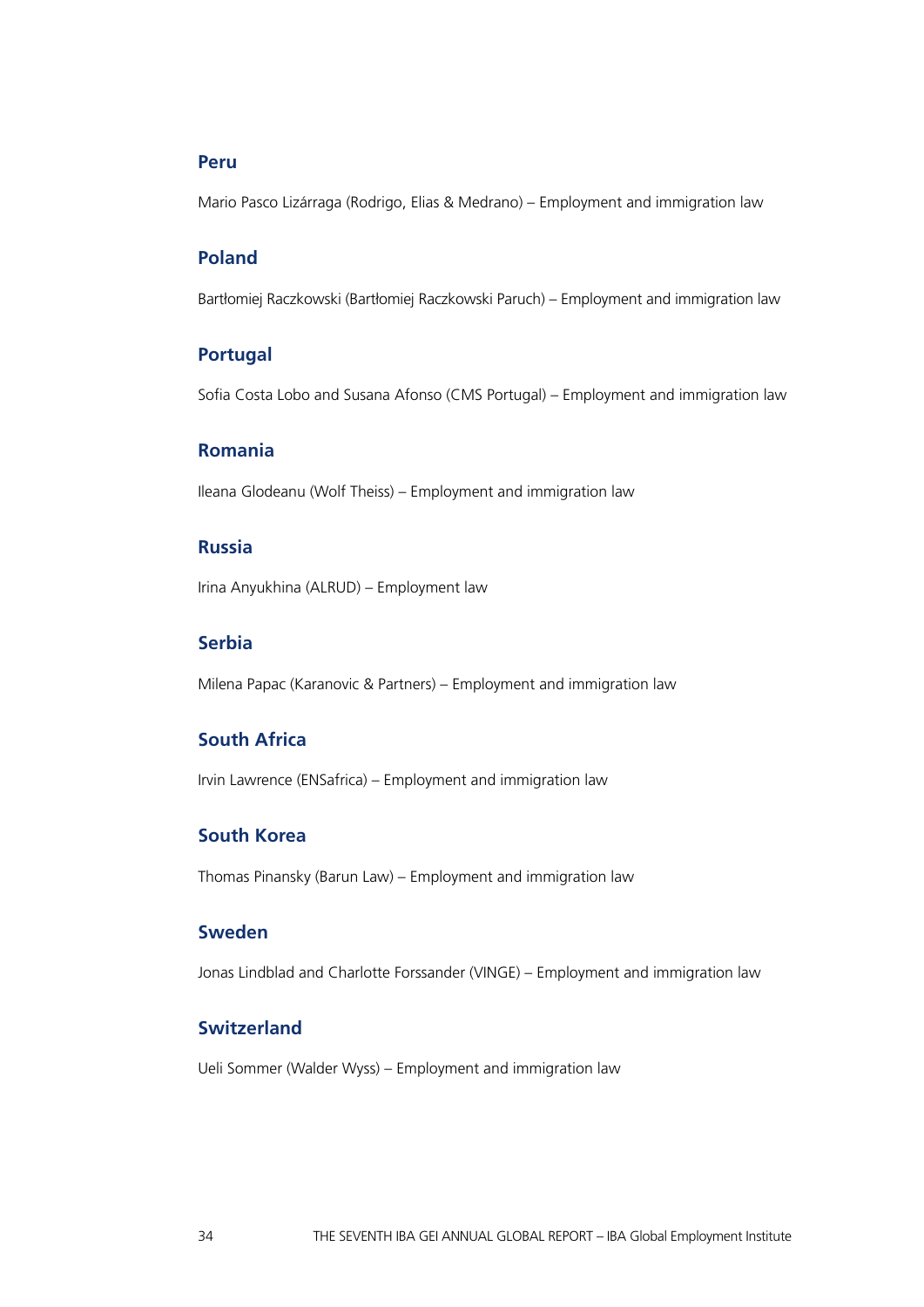### Peru

Mario Pasco Lizárraga (Rodrigo, Elias & Medrano) – Employment and immigration law

### Poland

Bartłomiej Raczkowski (Bartłomiej Raczkowski Paruch) – Employment and immigration law

### Portugal

Sofia Costa Lobo and Susana Afonso (CMS Portugal) – Employment and immigration law

### Romania

Ileana Glodeanu (Wolf Theiss) – Employment and immigration law

### Russia

Irina Anyukhina (ALRUD) – Employment law

### Serbia

Milena Papac (Karanovic & Partners) – Employment and immigration law

### South Africa

Irvin Lawrence (ENSafrica) – Employment and immigration law

### South Korea

Thomas Pinansky (Barun Law) – Employment and immigration law

### Sweden

Jonas Lindblad and Charlotte Forssander (VINGE) – Employment and immigration law

### Switzerland

Ueli Sommer (Walder Wyss) – Employment and immigration law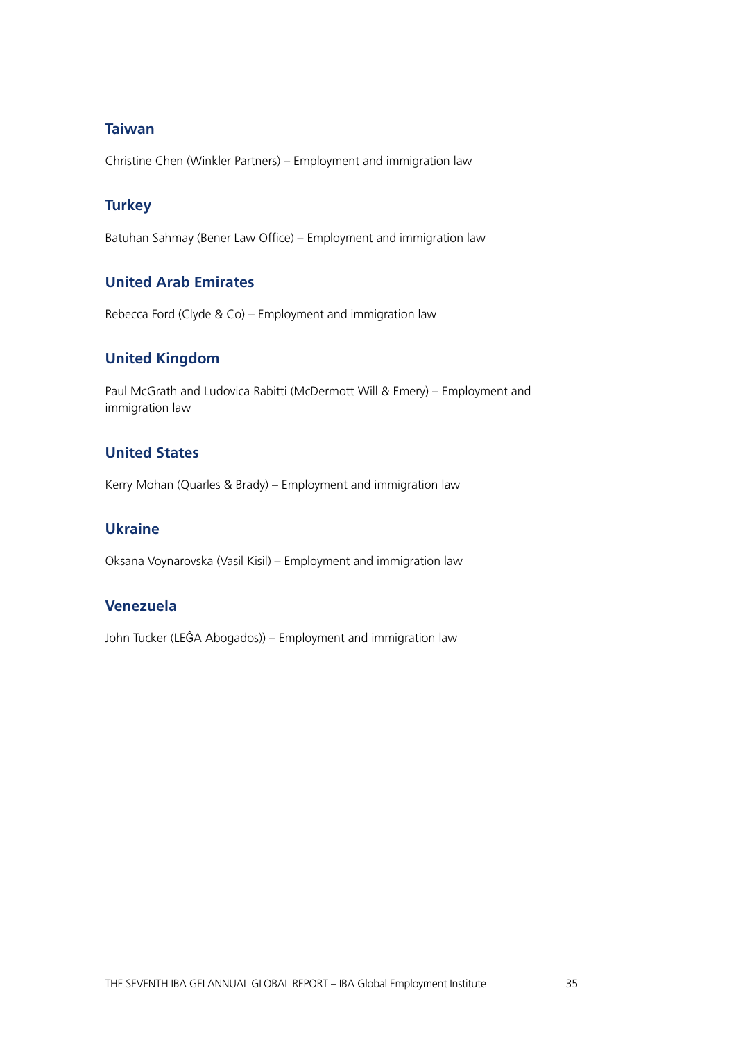### Taiwan

Christine Chen (Winkler Partners) – Employment and immigration law

### Turkey

Batuhan Sahmay (Bener Law Office) – Employment and immigration law

### United Arab Emirates

Rebecca Ford (Clyde & Co) – Employment and immigration law

### United Kingdom

Paul McGrath and Ludovica Rabitti (McDermott Will & Emery) – Employment and immigration law

### United States

Kerry Mohan (Quarles & Brady) – Employment and immigration law

### Ukraine

Oksana Voynarovska (Vasil Kisil) – Employment and immigration law

### Venezuela

John Tucker (LEĜA Abogados)) – Employment and immigration law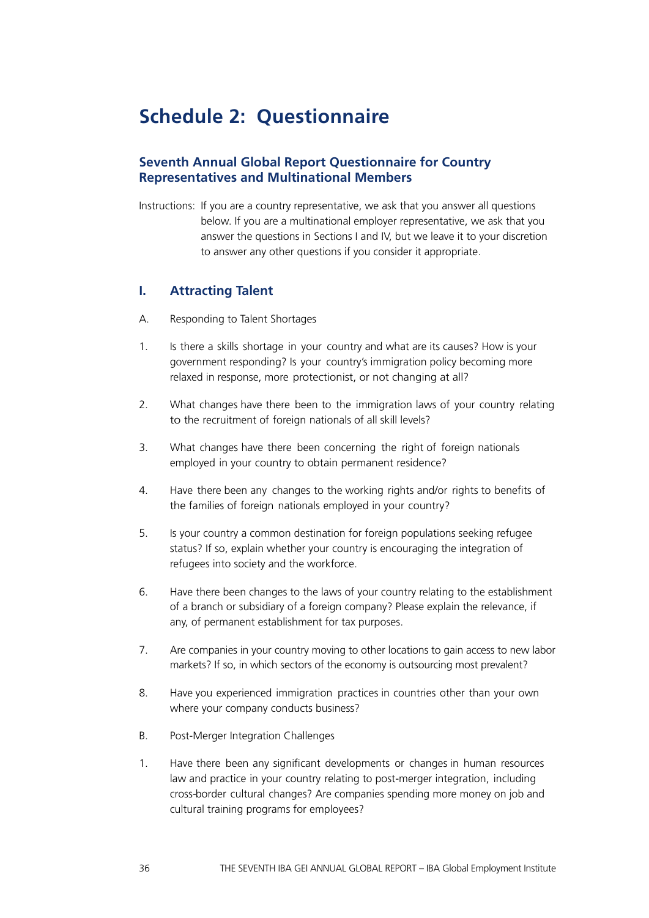# Schedule 2: Questionnaire

## Seventh Annual Global Report Questionnaire for Country Representatives and Multinational Members

Instructions: If you are a country representative, we ask that you answer all questions below. If you are a multinational employer representative, we ask that you answer the questions in Sections I and IV, but we leave it to your discretion to answer any other questions if you consider it appropriate.

### I. Attracting Talent

A. Responding to Talent Shortages

1. Is there a skills shortage in your country and what are its causes? How is your government responding? Is your country's immigration policy becoming more relaxed in response, more protectionist, or not changing at all?

2. What changes have there been to the immigration laws of your country relating to the recruitment of foreign nationals of all skill levels?

3. What changes have there been concerning the right of foreign nationals employed in your country to obtain permanent residence?

4. Have there been any changes to the working rights and/or rights to benefits of the families of foreign nationals employed in your country?

5. Is your country a common destination for foreign populations seeking refugee status? If so, explain whether your country is encouraging the integration of refugees into society and the workforce.

6. Have there been changes to the laws of your country relating to the establishment of a branch or subsidiary of a foreign company? Please explain the relevance, if any, of permanent establishment for tax purposes.

7. Are companies in your country moving to other locations to gain access to new labor markets? If so, in which sectors of the economy is outsourcing most prevalent?

8. Have you experienced immigration practices in countries other than your own where your company conducts business?

B. Post-Merger Integration Challenges

1. Have there been any significant developments or changes in human resources law and practice in your country relating to post-merger integration, including cross-border cultural changes? Are companies spending more money on job and cultural training programs for employees?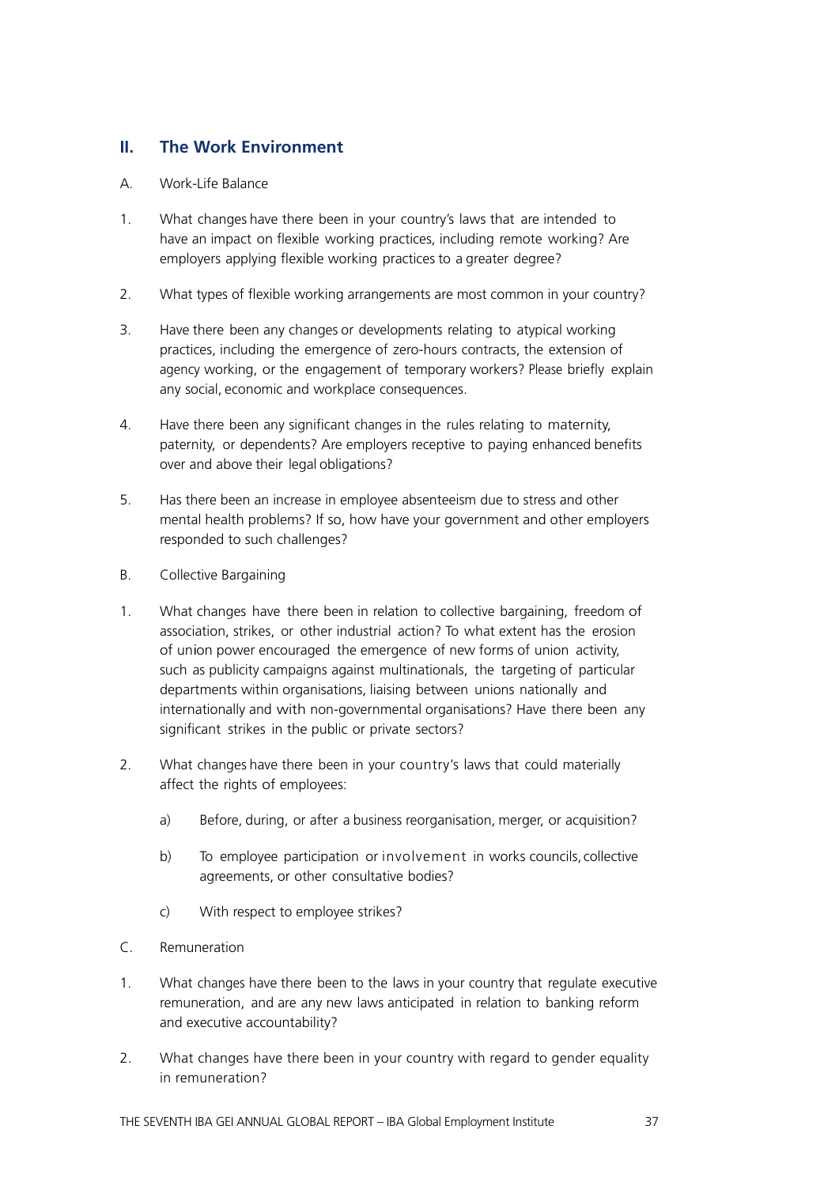## II. The Work Environment

A. Work-Life Balance

1. What changes have there been in your country's laws that are intended to have an impact on flexible working practices, including remote working? Are employers applying flexible working practices to a greater degree?

2. What types of flexible working arrangements are most common in your country?

3. Have there been any changes or developments relating to atypical working practices, including the emergence of zero-hours contracts, the extension of agency working, or the engagement of temporary workers? Please briefly explain any social, economic and workplace consequences.

4. Have there been any significant changes in the rules relating to maternity, paternity, or dependents? Are employers receptive to paying enhanced benefits over and above their legal obligations?

5. Has there been an increase in employee absenteeism due to stress and other mental health problems? If so, how have your government and other employers responded to such challenges?

B. Collective Bargaining

1. What changes have there been in relation to collective bargaining, freedom of association, strikes, or other industrial action? To what extent has the erosion of union power encouraged the emergence of new forms of union activity, such as publicity campaigns against multinationals, the targeting of particular departments within organisations, liaising between unions nationally and internationally and with non-governmental organisations? Have there been any significant strikes in the public or private sectors?

2. What changes have there been in your country's laws that could materially affect the rights of employees:

   a) Before, during, or after a business reorganisation, merger, or acquisition?

   b) To employee participation or involvement in works councils, collective agreements, or other consultative bodies?

   c) With respect to employee strikes?

C. Remuneration

1. What changes have there been to the laws in your country that regulate executive remuneration, and are any new laws anticipated in relation to banking reform and executive accountability?

2. What changes have there been in your country with regard to gender equality in remuneration?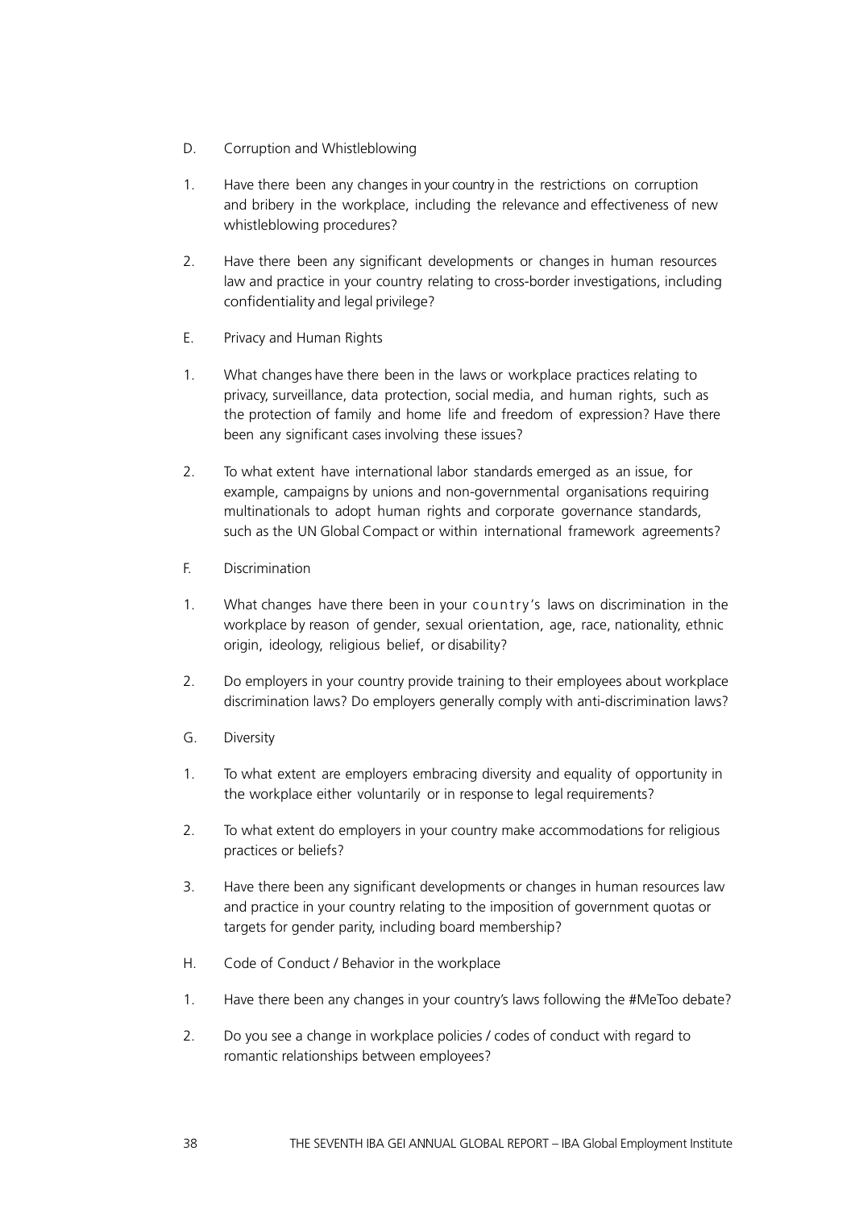D. Corruption and Whistleblowing

1. Have there been any changes in your country in the restrictions on corruption and bribery in the workplace, including the relevance and effectiveness of new whistleblowing procedures?

2. Have there been any significant developments or changes in human resources law and practice in your country relating to cross-border investigations, including confidentiality and legal privilege?

E. Privacy and Human Rights

1. What changes have there been in the laws or workplace practices relating to privacy, surveillance, data protection, social media, and human rights, such as the protection of family and home life and freedom of expression? Have there been any significant cases involving these issues?

2. To what extent have international labor standards emerged as an issue, for example, campaigns by unions and non-governmental organisations requiring multinationals to adopt human rights and corporate governance standards, such as the UN Global Compact or within international framework agreements?

F. Discrimination

1. What changes have there been in your country's laws on discrimination in the workplace by reason of gender, sexual orientation, age, race, nationality, ethnic origin, ideology, religious belief, or disability?

2. Do employers in your country provide training to their employees about workplace discrimination laws? Do employers generally comply with anti-discrimination laws?

G. Diversity

1. To what extent are employers embracing diversity and equality of opportunity in the workplace either voluntarily or in response to legal requirements?

2. To what extent do employers in your country make accommodations for religious practices or beliefs?

3. Have there been any significant developments or changes in human resources law and practice in your country relating to the imposition of government quotas or targets for gender parity, including board membership?

H. Code of Conduct / Behavior in the workplace

1. Have there been any changes in your country's laws following the #MeToo debate?

2. Do you see a change in workplace policies / codes of conduct with regard to romantic relationships between employees?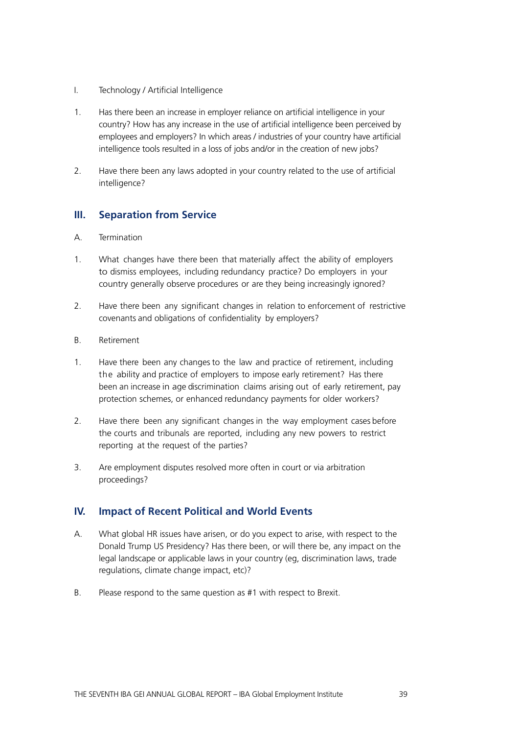I. Technology / Artificial Intelligence

1. Has there been an increase in employer reliance on artificial intelligence in your country? How has any increase in the use of artificial intelligence been perceived by employees and employers? In which areas / industries of your country have artificial intelligence tools resulted in a loss of jobs and/or in the creation of new jobs?

2. Have there been any laws adopted in your country related to the use of artificial intelligence?

## III. Separation from Service

A. Termination

1. What changes have there been that materially affect the ability of employers to dismiss employees, including redundancy practice? Do employers in your country generally observe procedures or are they being increasingly ignored?

2. Have there been any significant changes in relation to enforcement of restrictive covenants and obligations of confidentiality by employers?

B. Retirement

1. Have there been any changes to the law and practice of retirement, including the ability and practice of employers to impose early retirement? Has there been an increase in age discrimination claims arising out of early retirement, pay protection schemes, or enhanced redundancy payments for older workers?

2. Have there been any significant changes in the way employment cases before the courts and tribunals are reported, including any new powers to restrict reporting at the request of the parties?

3. Are employment disputes resolved more often in court or via arbitration proceedings?

## IV. Impact of Recent Political and World Events

A. What global HR issues have arisen, or do you expect to arise, with respect to the Donald Trump US Presidency? Has there been, or will there be, any impact on the legal landscape or applicable laws in your country (eg, discrimination laws, trade regulations, climate change impact, etc)?

B. Please respond to the same question as #1 with respect to Brexit.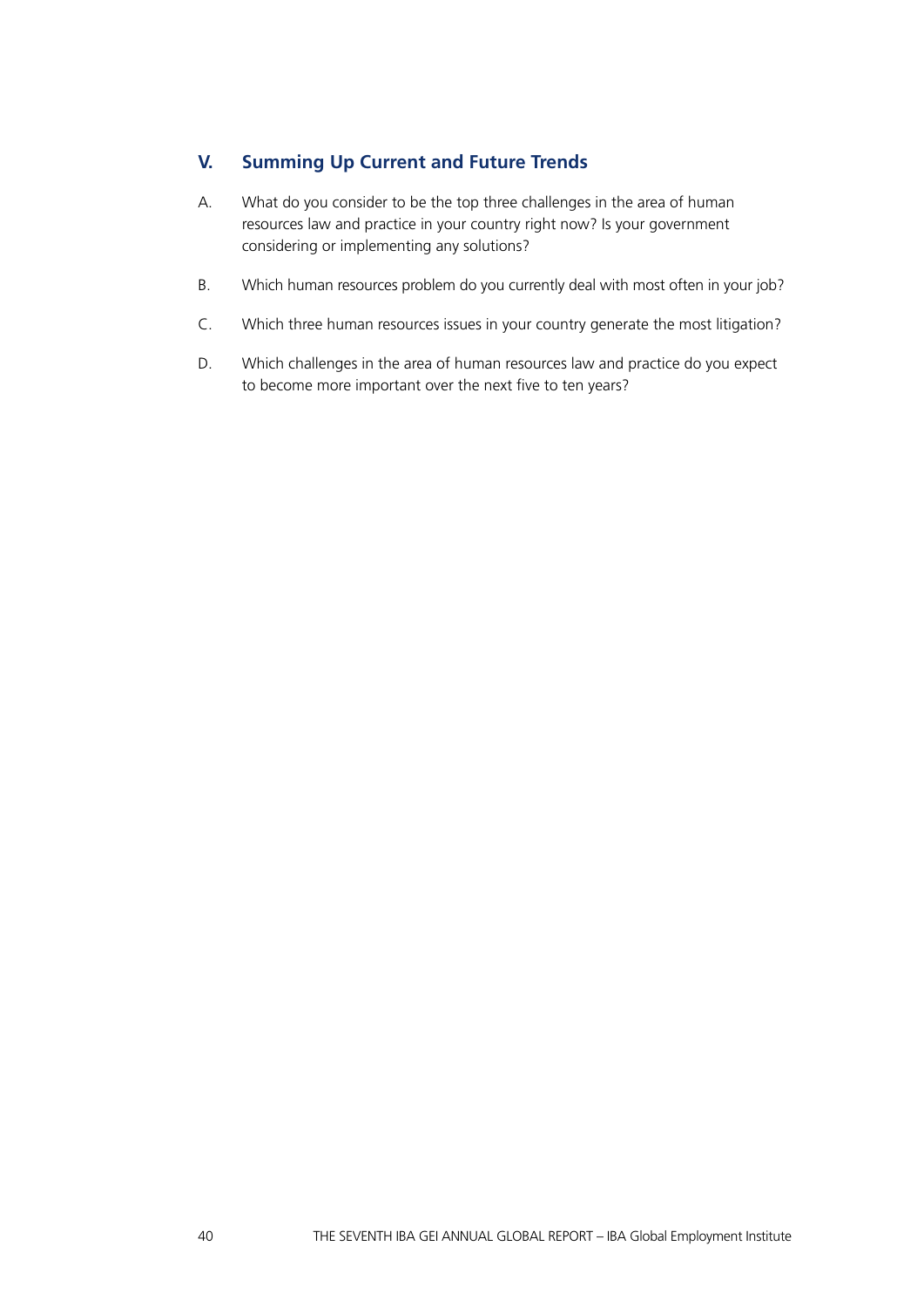## V. Summing Up Current and Future Trends

A. What do you consider to be the top three challenges in the area of human resources law and practice in your country right now? Is your government considering or implementing any solutions?

B. Which human resources problem do you currently deal with most often in your job?

C. Which three human resources issues in your country generate the most litigation?

D. Which challenges in the area of human resources law and practice do you expect to become more important over the next five to ten years?